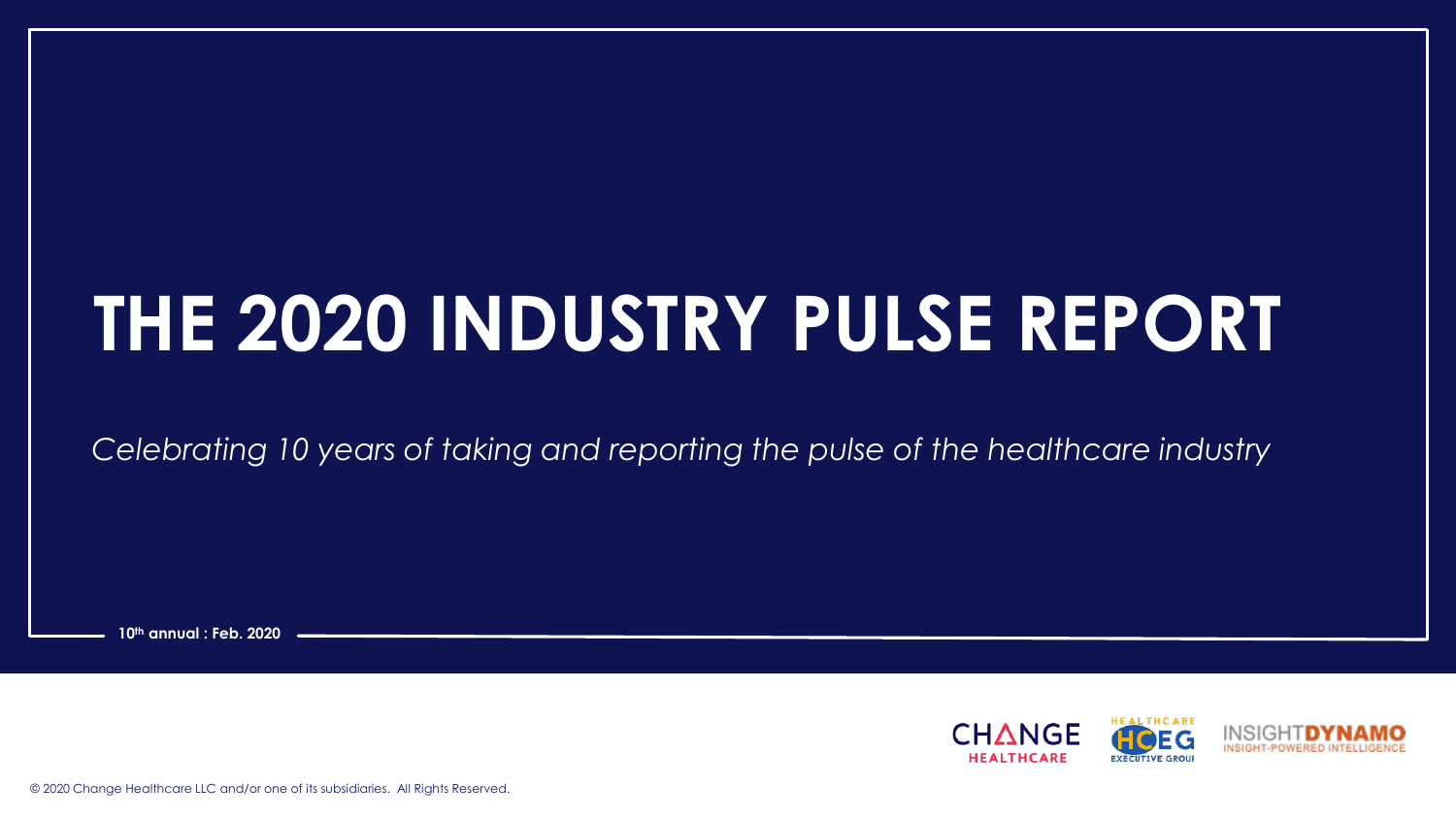# THE 2020 INDUSTRY PULSE REPORT

*Celebrating 10 years of taking and reporting the pulse of the healthcare industry*

**10th annual : Feb. 2020**

CHANGE HEALTHCARE

HEALTHCARE EXECUTIVE GROUP

INSIGHTDYNAMO INSIGHT-POWERED INTELLIGENCE

© 2020 Change Healthcare LLC and/or one of its subsidiaries. All Rights Reserved.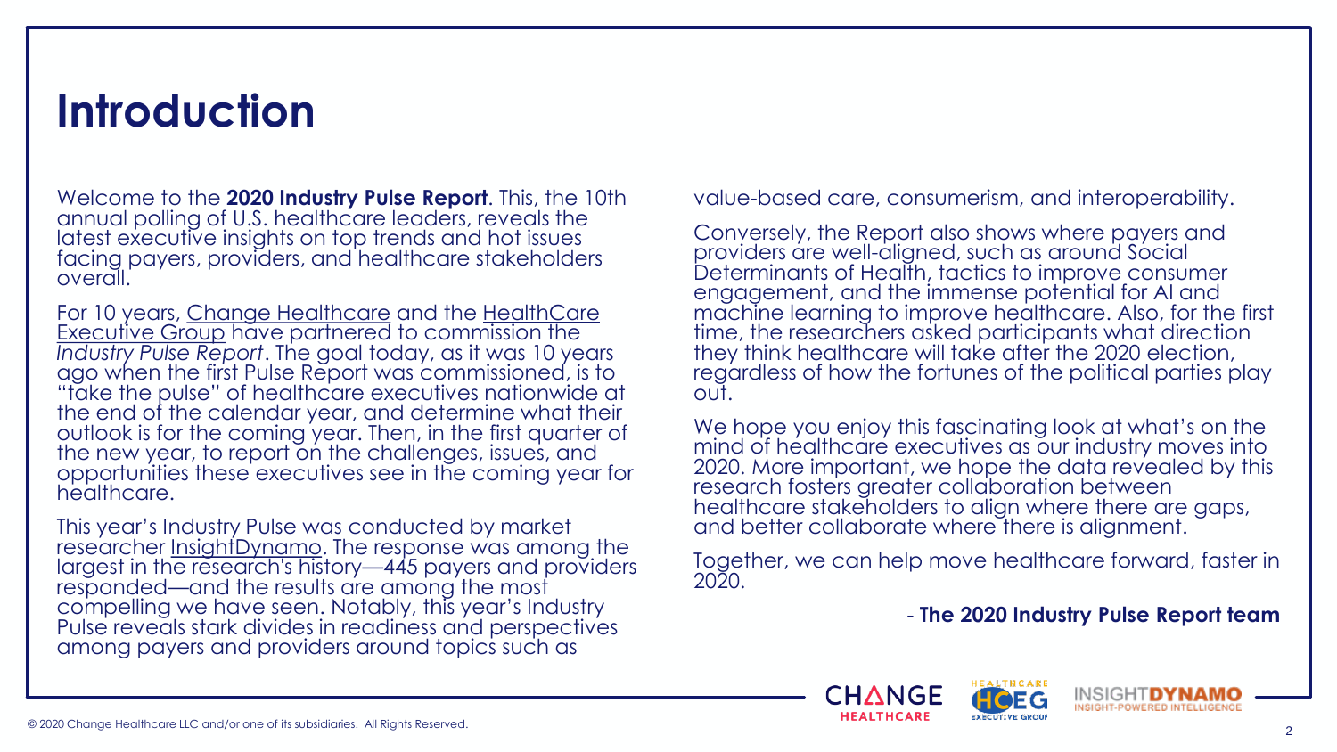# Introduction

Welcome to the **2020 Industry Pulse Report**. This, the 10th annual polling of U.S. healthcare leaders, reveals the latest executive insights on top trends and hot issues facing payers, providers, and healthcare stakeholders overall.

For 10 years, Change Healthcare and the HealthCare Executive Group have partnered to commission the *Industry Pulse Report*. The goal today, as it was 10 years ago when the first Pulse Report was commissioned, is to "take the pulse" of healthcare executives nationwide at the end of the calendar year, and determine what their outlook is for the coming year. Then, in the first quarter of the new year, to report on the challenges, issues, and opportunities these executives see in the coming year for healthcare.

This year's Industry Pulse was conducted by market researcher InsightDynamo. The response was among the largest in the research's history—445 payers and providers responded—and the results are among the most compelling we have seen. Notably, this year's Industry Pulse reveals stark divides in readiness and perspectives among payers and providers around topics such as value-based care, consumerism, and interoperability.

Conversely, the Report also shows where payers and providers are well-aligned, such as around Social Determinants of Health, tactics to improve consumer engagement, and the immense potential for AI and machine learning to improve healthcare. Also, for the first time, the researchers asked participants what direction they think healthcare will take after the 2020 election, regardless of how the fortunes of the political parties play out.

We hope you enjoy this fascinating look at what's on the mind of healthcare executives as our industry moves into 2020. More important, we hope the data revealed by this research fosters greater collaboration between healthcare stakeholders to align where there are gaps, and better collaborate where there is alignment.

Together, we can help move healthcare forward, faster in 2020.

\- **The 2020 Industry Pulse Report team**

© 2020 Change Healthcare LLC and/or one of its subsidiaries. All Rights Reserved.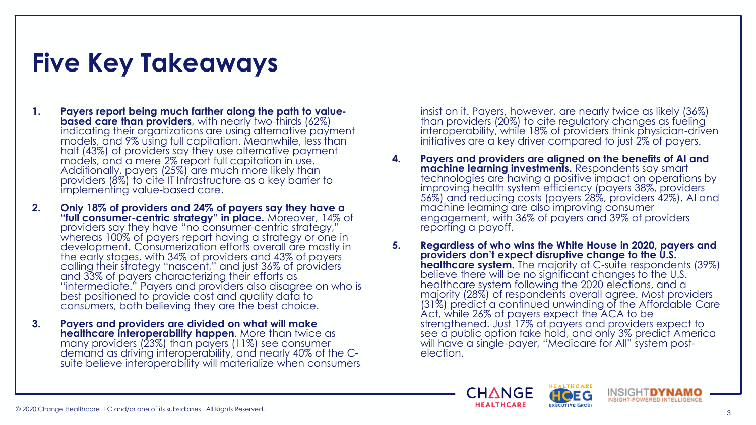# Five Key Takeaways

1. **Payers report being much farther along the path to value-based care than providers**, with nearly two-thirds (62%) indicating their organizations are using alternative payment models, and 9% using full capitation. Meanwhile, less than half (43%) of providers say they use alternative payment models, and a mere 2% report full capitation in use. Additionally, payers (25%) are much more likely than providers (8%) to cite IT Infrastructure as a key barrier to implementing value-based care.

2. **Only 18% of providers and 24% of payers say they have a "full consumer-centric strategy" in place.** Moreover, 14% of providers say they have "no consumer-centric strategy," whereas 100% of payers report having a strategy or one in development. Consumerization efforts overall are mostly in the early stages, with 34% of providers and 43% of payers calling their strategy "nascent," and just 36% of providers and 33% of payers characterizing their efforts as "intermediate." Payers and providers also disagree on who is best positioned to provide cost and quality data to consumers, both believing they are the best choice.

3. **Payers and providers are divided on what will make healthcare interoperability happen**. More than twice as many providers (23%) than payers (11%) see consumer demand as driving interoperability, and nearly 40% of the C-suite believe interoperability will materialize when consumers insist on it. Payers, however, are nearly twice as likely (36%) than providers (20%) to cite regulatory changes as fueling interoperability, while 18% of providers think physician-driven initiatives are a key driver compared to just 2% of payers.

4. **Payers and providers are aligned on the benefits of AI and machine learning investments.** Respondents say smart technologies are having a positive impact on operations by improving health system efficiency (payers 38%, providers 56%) and reducing costs (payers 28%, providers 42%). AI and machine learning are also improving consumer engagement, with 36% of payers and 39% of providers reporting a payoff.

5. **Regardless of who wins the White House in 2020, payers and providers don't expect disruptive change to the U.S. healthcare system.** The majority of C-suite respondents (39%) believe there will be no significant changes to the U.S. healthcare system following the 2020 elections, and a majority (28%) of respondents overall agree. Most providers (31%) predict a continued unwinding of the Affordable Care Act, while 26% of payers expect the ACA to be strengthened. Just 17% of payers and providers expect to see a public option take hold, and only 3% predict America will have a single-payer, "Medicare for All" system post-election.

© 2020 Change Healthcare LLC and/or one of its subsidiaries. All Rights Reserved.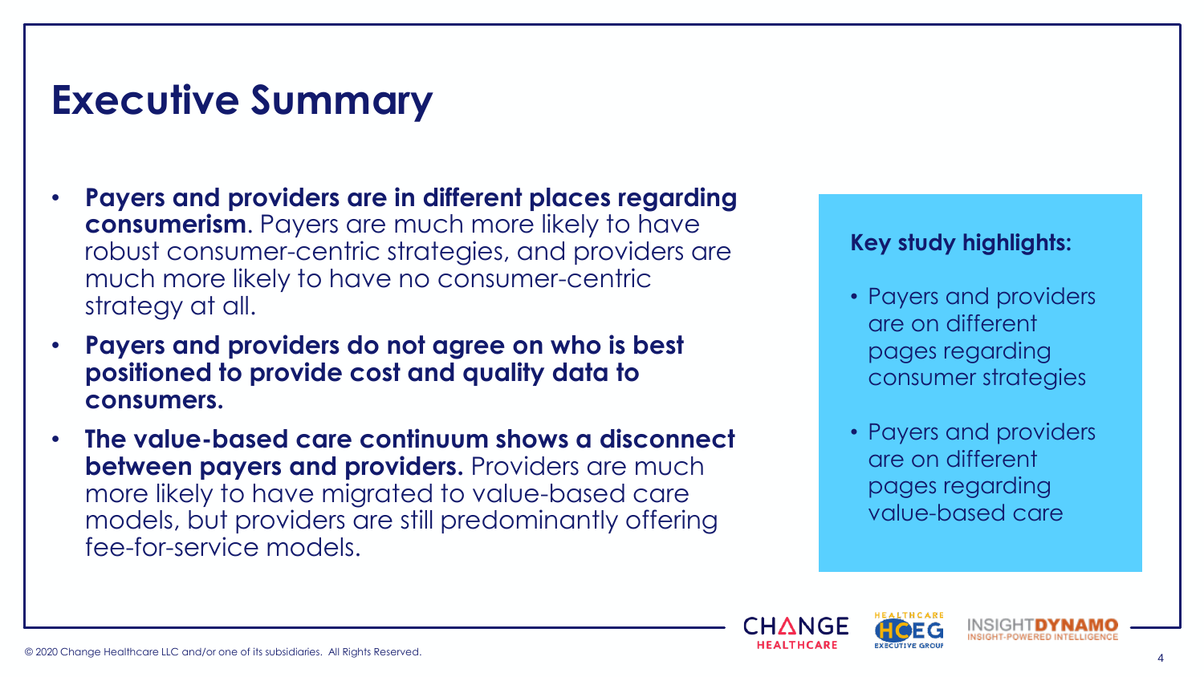# Executive Summary

- **Payers and providers are in different places regarding consumerism**. Payers are much more likely to have robust consumer-centric strategies, and providers are much more likely to have no consumer-centric strategy at all.
- **Payers and providers do not agree on who is best positioned to provide cost and quality data to consumers.**
- **The value-based care continuum shows a disconnect between payers and providers.** Providers are much more likely to have migrated to value-based care models, but providers are still predominantly offering fee-for-service models.

**Key study highlights:**

- Payers and providers are on different pages regarding consumer strategies
- Payers and providers are on different pages regarding value-based care

© 2020 Change Healthcare LLC and/or one of its subsidiaries. All Rights Reserved.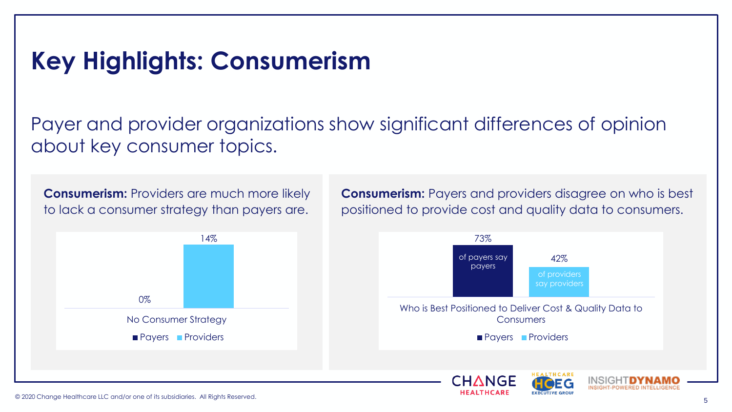# Key Highlights: Consumerism

Payer and provider organizations show significant differences of opinion about key consumer topics.

**Consumerism:** Providers are much more likely to lack a consumer strategy than payers are.

| No Consumer Strategy | |
|---|---|
| Payers | 0% |
| Providers | 14% |

**Consumerism:** Payers and providers disagree on who is best positioned to provide cost and quality data to consumers.

| Who is Best Positioned to Deliver Cost & Quality Data to Consumers | |
|---|---|
| Payers | 73% of payers say payers |
| Providers | 42% of providers say providers |

© 2020 Change Healthcare LLC and/or one of its subsidiaries. All Rights Reserved.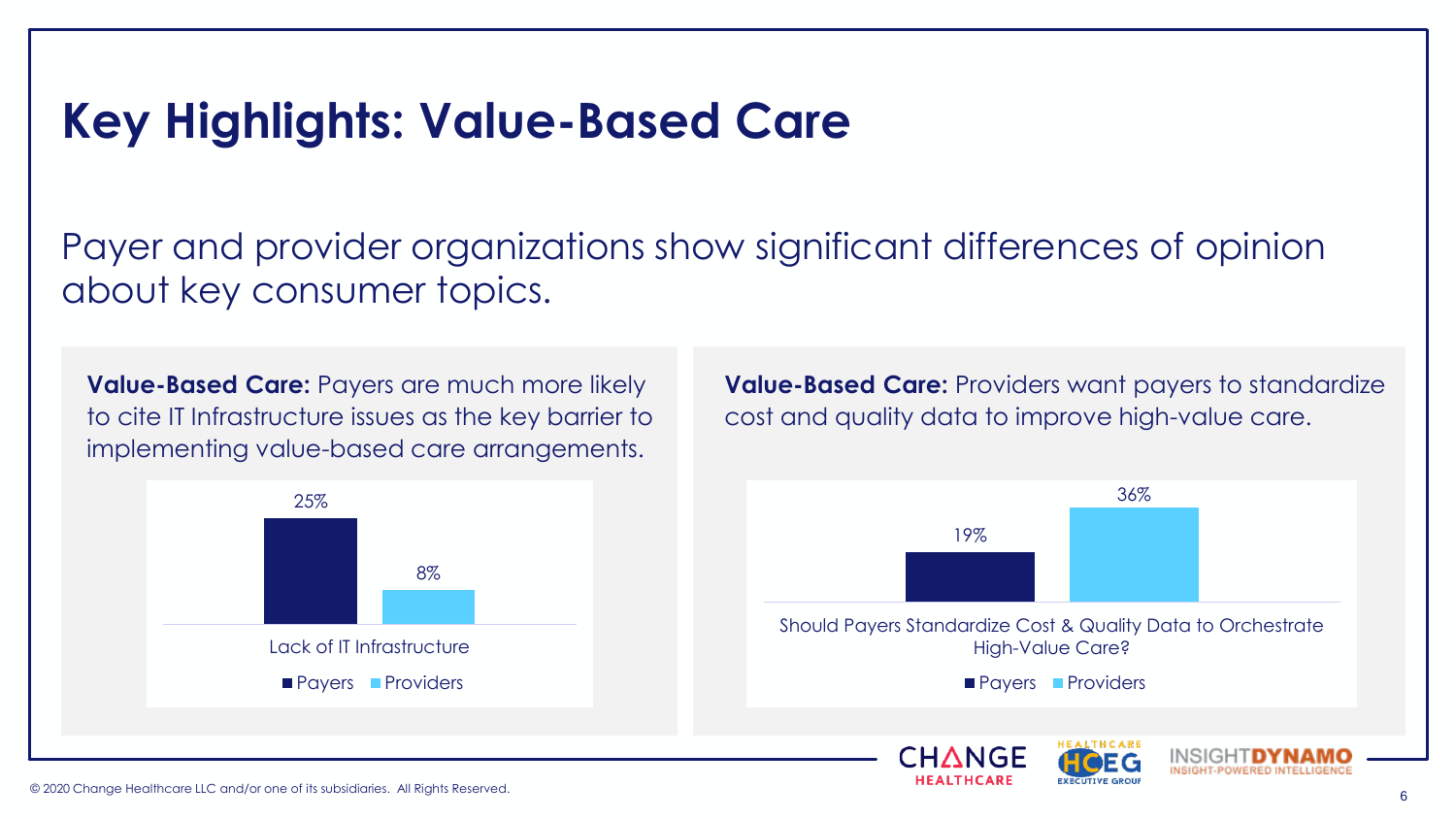# Key Highlights: Value-Based Care

Payer and provider organizations show significant differences of opinion about key consumer topics.

**Value-Based Care:** Payers are much more likely to cite IT Infrastructure issues as the key barrier to implementing value-based care arrangements.

| | Payers | Providers |
|---|---|---|
| Lack of IT Infrastructure | 25% | 8% |

**Value-Based Care:** Providers want payers to standardize cost and quality data to improve high-value care.

| | Payers | Providers |
|---|---|---|
| Should Payers Standardize Cost & Quality Data to Orchestrate High-Value Care? | 19% | 36% |

© 2020 Change Healthcare LLC and/or one of its subsidiaries. All Rights Reserved.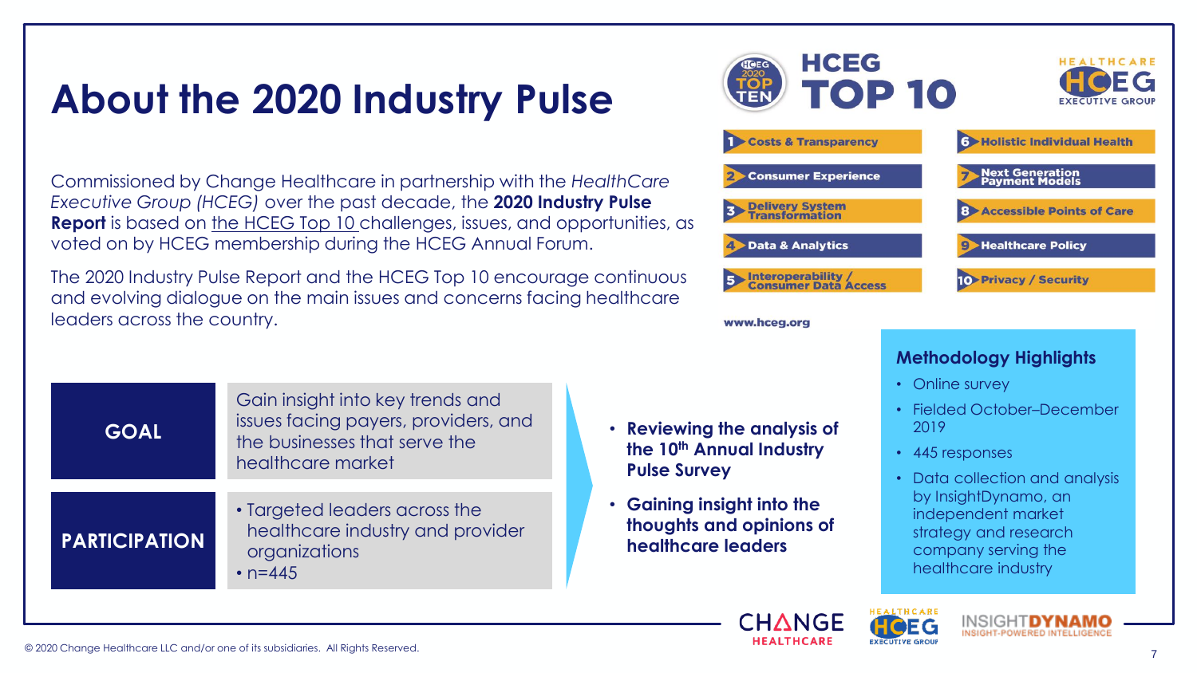# About the 2020 Industry Pulse

Commissioned by Change Healthcare in partnership with the *HealthCare Executive Group (HCEG)* over the past decade, the **2020 Industry Pulse Report** is based on the HCEG Top 10 challenges, issues, and opportunities, as voted on by HCEG membership during the HCEG Annual Forum.

The 2020 Industry Pulse Report and the HCEG Top 10 encourage continuous and evolving dialogue on the main issues and concerns facing healthcare leaders across the country.

## HCEG TOP 10

1. Costs & Transparency
2. Consumer Experience
3. Delivery System Transformation
4. Data & Analytics
5. Interoperability / Consumer Data Access
6. Holistic Individual Health
7. Next Generation Payment Models
8. Accessible Points of Care
9. Healthcare Policy
10. Privacy / Security

www.hceg.org

| | |
|---|---|
| **GOAL** | Gain insight into key trends and issues facing payers, providers, and the businesses that serve the healthcare market |
| **PARTICIPATION** | • Targeted leaders across the healthcare industry and provider organizations<br>• n=445 |

- **Reviewing the analysis of the 10th Annual Industry Pulse Survey**
- **Gaining insight into the thoughts and opinions of healthcare leaders**

### Methodology Highlights

- Online survey
- Fielded October–December 2019
- 445 responses
- Data collection and analysis by InsightDynamo, an independent market strategy and research company serving the healthcare industry

© 2020 Change Healthcare LLC and/or one of its subsidiaries. All Rights Reserved.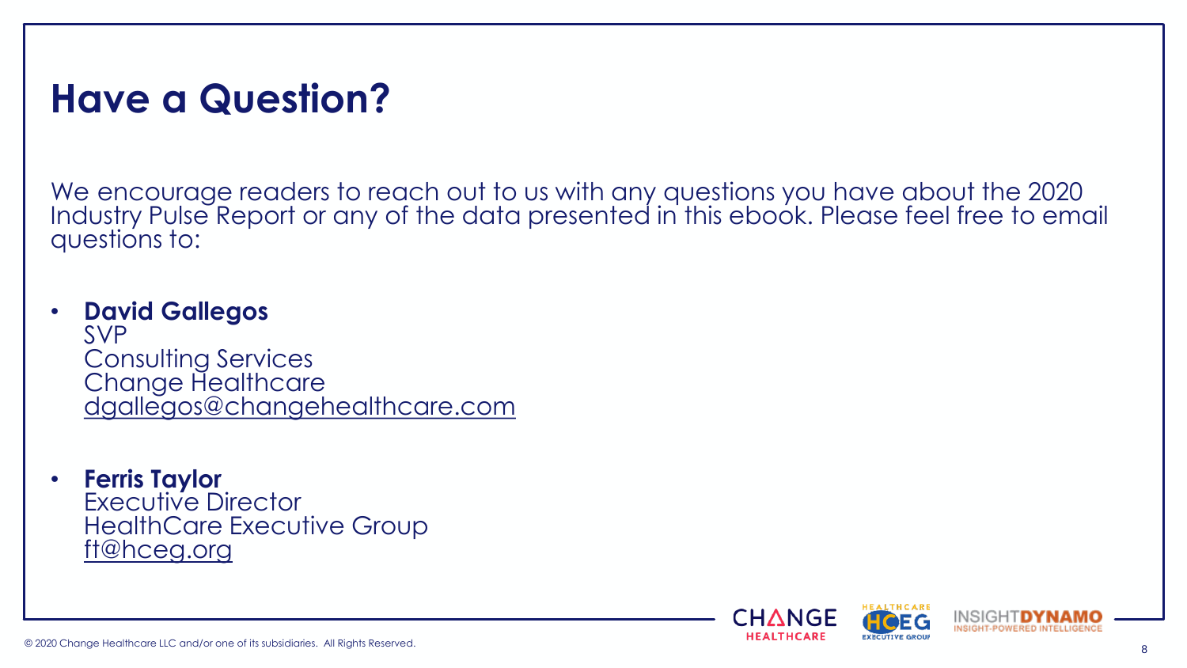# Have a Question?

We encourage readers to reach out to us with any questions you have about the 2020 Industry Pulse Report or any of the data presented in this ebook. Please feel free to email questions to:

- **David Gallegos**
  SVP
  Consulting Services
  Change Healthcare
  dgallegos@changehealthcare.com

- **Ferris Taylor**
  Executive Director
  HealthCare Executive Group
  ft@hceg.org

© 2020 Change Healthcare LLC and/or one of its subsidiaries. All Rights Reserved.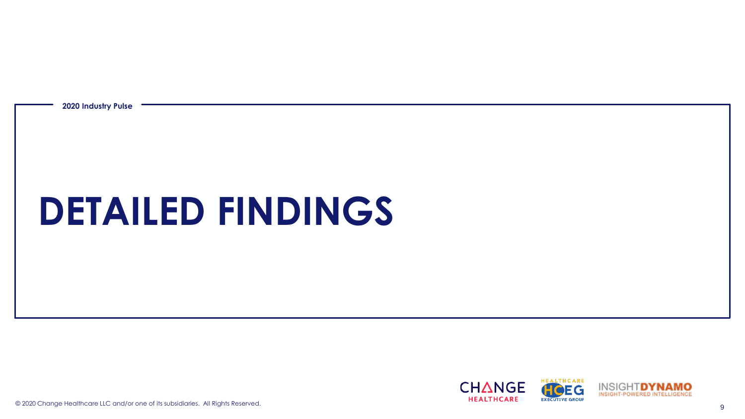2020 Industry Pulse

# DETAILED FINDINGS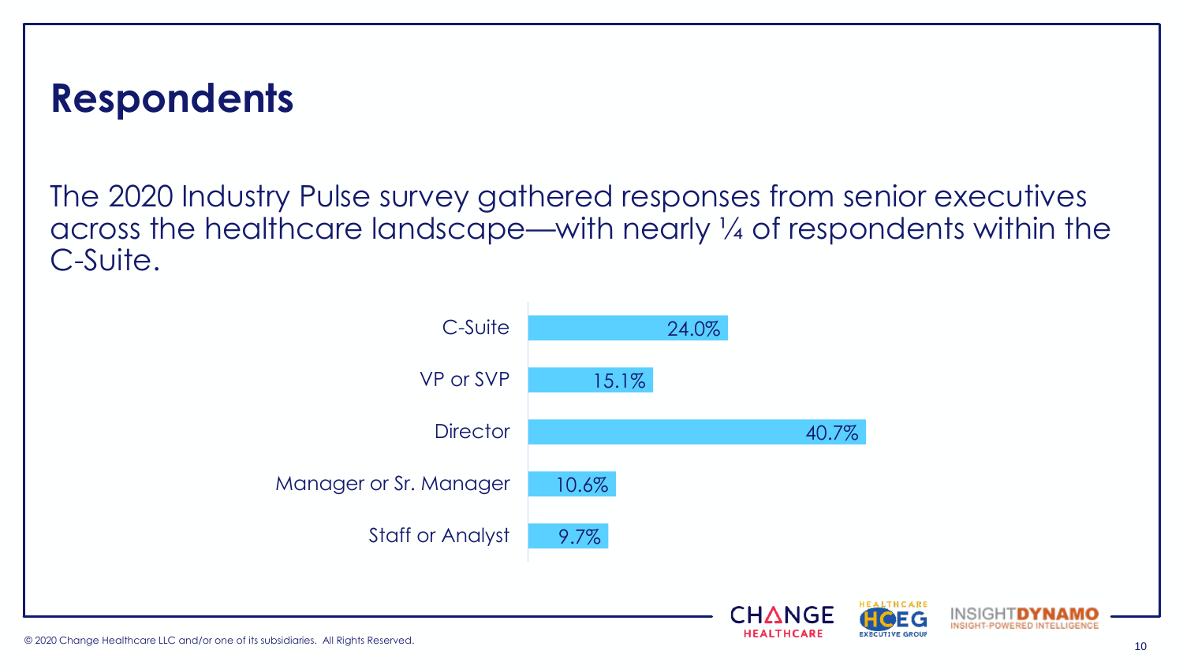# Respondents

The 2020 Industry Pulse survey gathered responses from senior executives across the healthcare landscape—with nearly ¼ of respondents within the C-Suite.

| Role | Percentage |
| --- | --- |
| C-Suite | 24.0% |
| VP or SVP | 15.1% |
| Director | 40.7% |
| Manager or Sr. Manager | 10.6% |
| Staff or Analyst | 9.7% |

© 2020 Change Healthcare LLC and/or one of its subsidiaries. All Rights Reserved.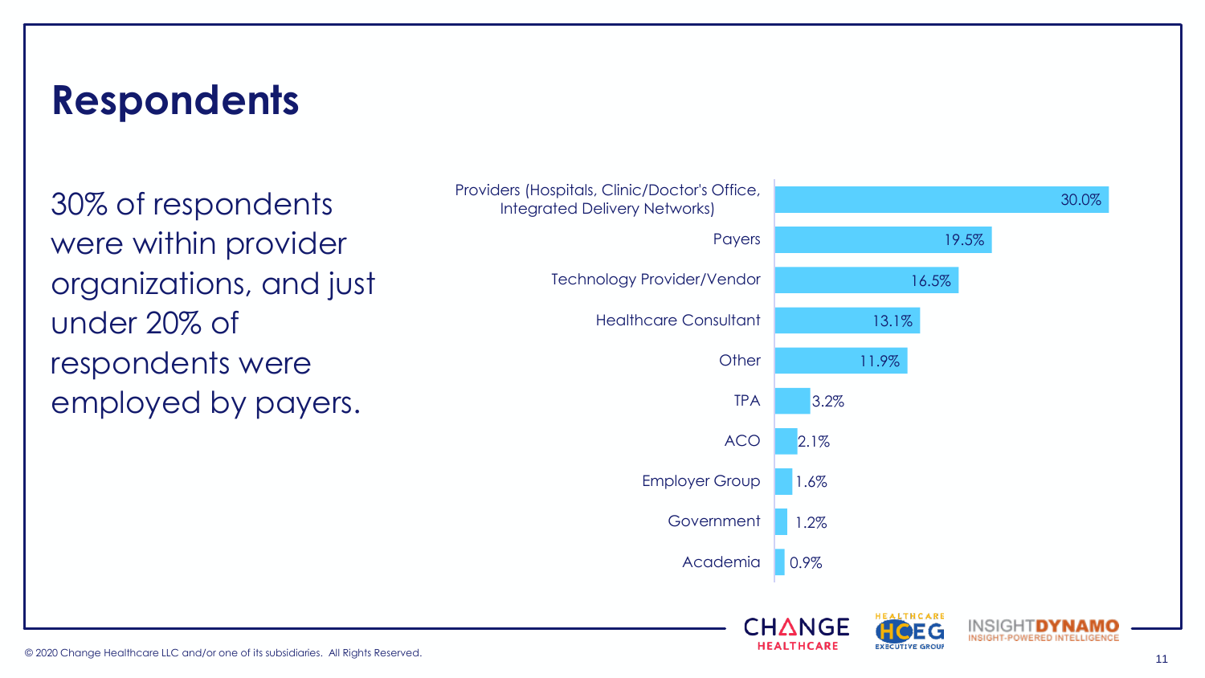# Respondents

30% of respondents were within provider organizations, and just under 20% of respondents were employed by payers.

| Respondent Type | Percentage |
|---|---|
| Providers (Hospitals, Clinic/Doctor's Office, Integrated Delivery Networks) | 30.0% |
| Payers | 19.5% |
| Technology Provider/Vendor | 16.5% |
| Healthcare Consultant | 13.1% |
| Other | 11.9% |
| TPA | 3.2% |
| ACO | 2.1% |
| Employer Group | 1.6% |
| Government | 1.2% |
| Academia | 0.9% |

© 2020 Change Healthcare LLC and/or one of its subsidiaries. All Rights Reserved.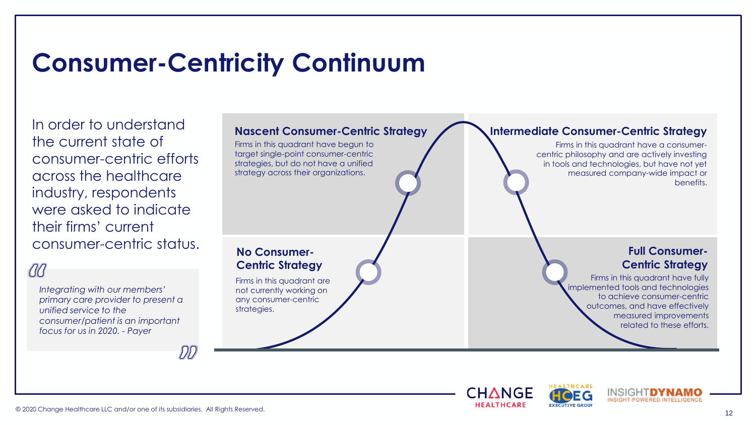# Consumer-Centricity Continuum

In order to understand the current state of consumer-centric efforts across the healthcare industry, respondents were asked to indicate their firms' current consumer-centric status.

> *Integrating with our members' primary care provider to present a unified service to the consumer/patient is an important focus for us in 2020. - Payer*

**Nascent Consumer-Centric Strategy**

Firms in this quadrant have begun to target single-point consumer-centric strategies, but do not have a unified strategy across their organizations.

**Intermediate Consumer-Centric Strategy**

Firms in this quadrant have a consumer-centric philosophy and are actively investing in tools and technologies, but have not yet measured company-wide impact or benefits.

**No Consumer-Centric Strategy**

Firms in this quadrant are not currently working on any consumer-centric strategies.

**Full Consumer-Centric Strategy**

Firms in this quadrant have fully implemented tools and technologies to achieve consumer-centric outcomes, and have effectively measured improvements related to these efforts.

© 2020 Change Healthcare LLC and/or one of its subsidiaries. All Rights Reserved.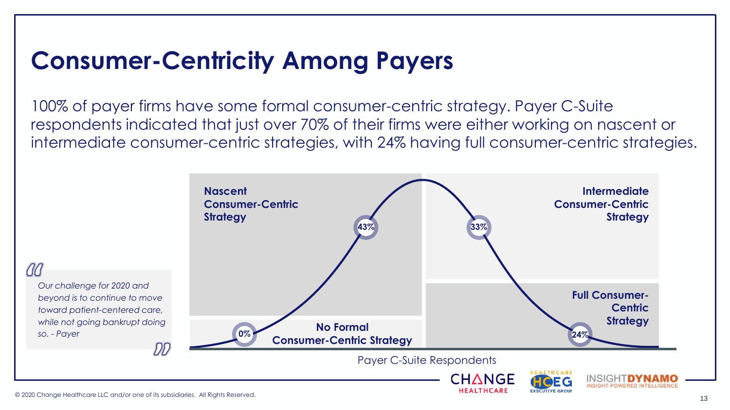# Consumer-Centricity Among Payers

100% of payer firms have some formal consumer-centric strategy. Payer C-Suite respondents indicated that just over 70% of their firms were either working on nascent or intermediate consumer-centric strategies, with 24% having full consumer-centric strategies.

> *Our challenge for 2020 and beyond is to continue to move toward patient-centered care, while not going bankrupt doing so. - Payer*

| Strategy | Payer C-Suite Respondents |
| --- | --- |
| No Formal Consumer-Centric Strategy | 0% |
| Nascent Consumer-Centric Strategy | 43% |
| Intermediate Consumer-Centric Strategy | 33% |
| Full Consumer-Centric Strategy | 24% |

Payer C-Suite Respondents

© 2020 Change Healthcare LLC and/or one of its subsidiaries. All Rights Reserved.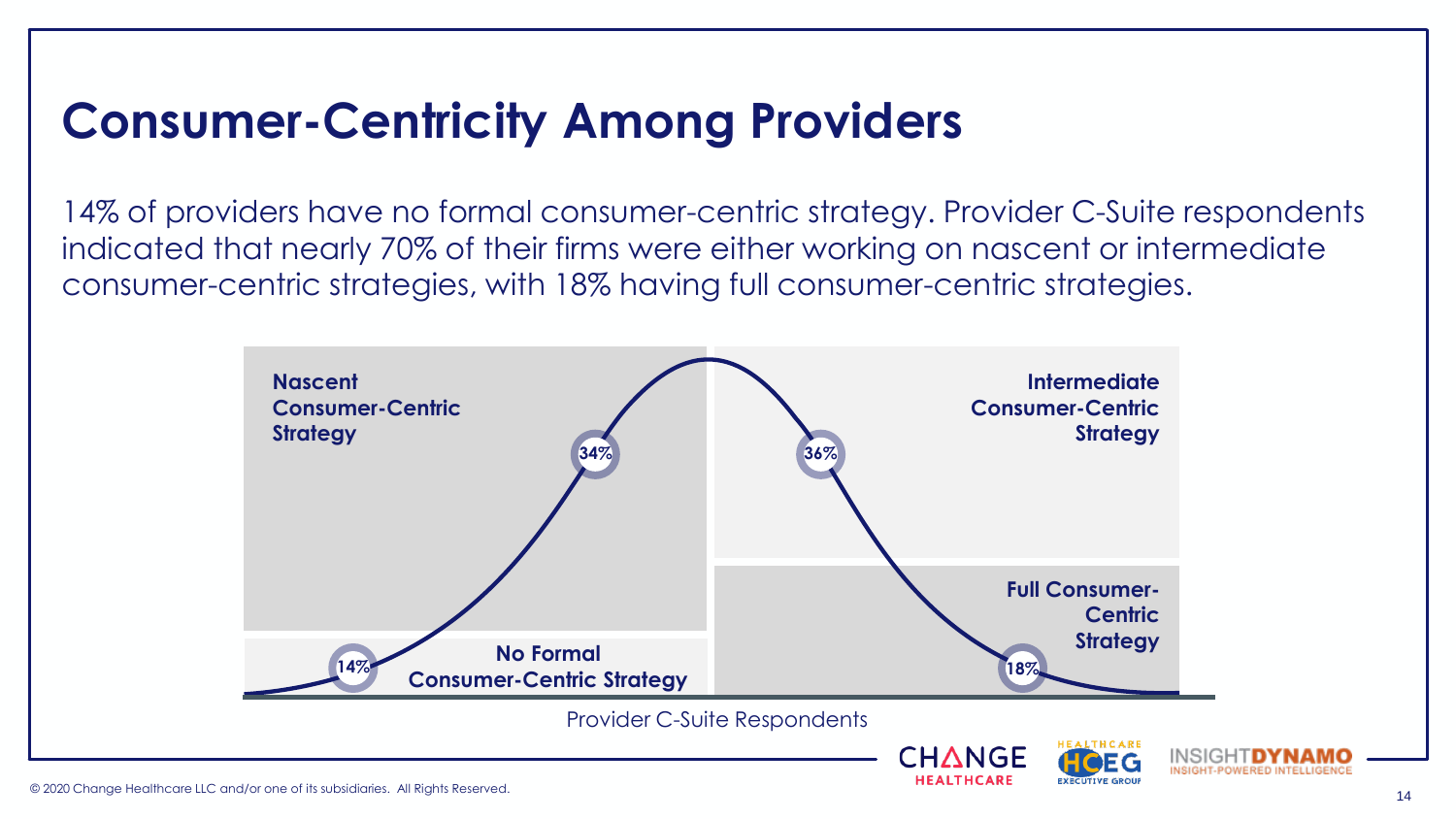# Consumer-Centricity Among Providers

14% of providers have no formal consumer-centric strategy. Provider C-Suite respondents indicated that nearly 70% of their firms were either working on nascent or intermediate consumer-centric strategies, with 18% having full consumer-centric strategies.

**Nascent Consumer-Centric Strategy** — 34%

**Intermediate Consumer-Centric Strategy** — 36%

**No Formal Consumer-Centric Strategy** — 14%

**Full Consumer-Centric Strategy** — 18%

Provider C-Suite Respondents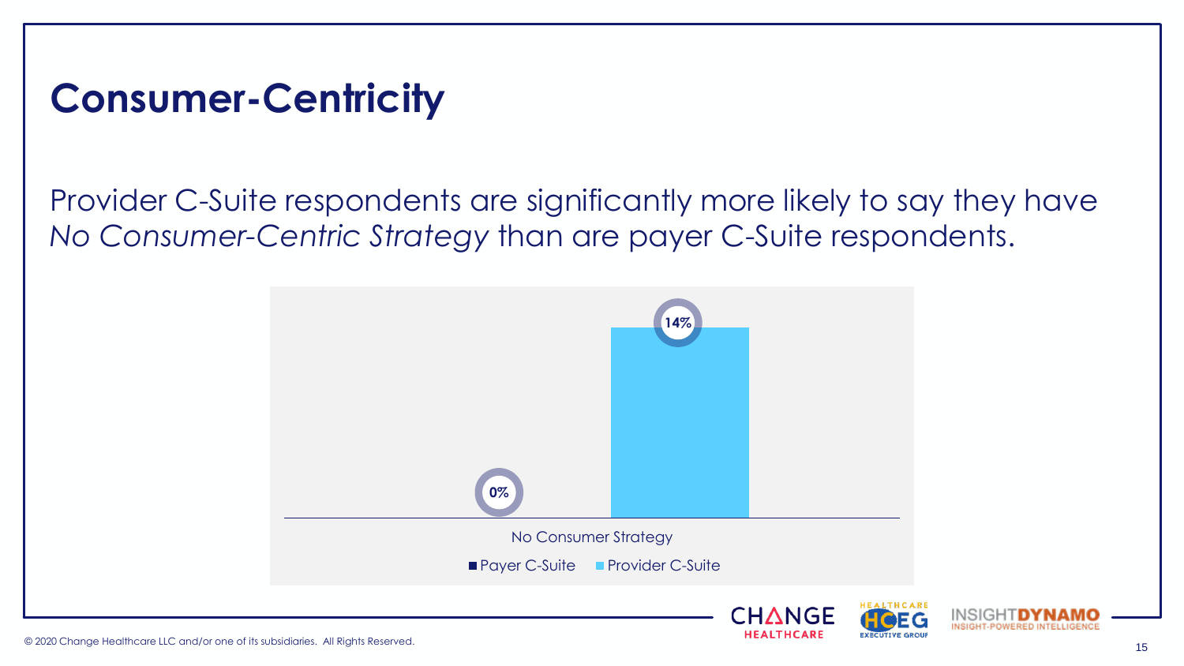# Consumer-Centricity

Provider C-Suite respondents are significantly more likely to say they have *No Consumer-Centric Strategy* than are payer C-Suite respondents.

| | Payer C-Suite | Provider C-Suite |
|---|---|---|
| No Consumer Strategy | 0% | 14% |

© 2020 Change Healthcare LLC and/or one of its subsidiaries. All Rights Reserved.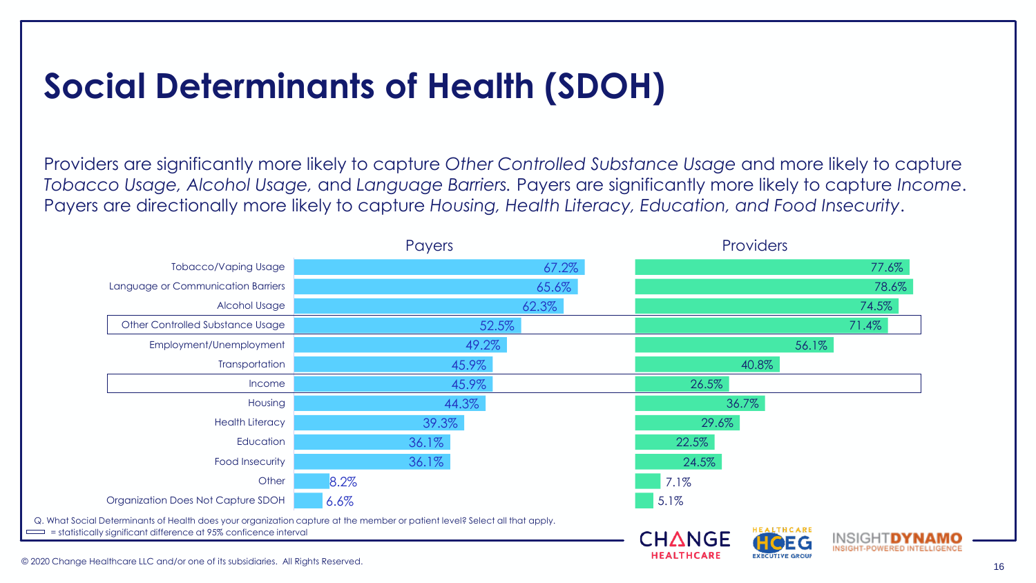# Social Determinants of Health (SDOH)

Providers are significantly more likely to capture *Other Controlled Substance Usage* and more likely to capture *Tobacco Usage, Alcohol Usage,* and *Language Barriers.* Payers are significantly more likely to capture *Income*. Payers are directionally more likely to capture *Housing, Health Literacy, Education, and Food Insecurity*.

| | Payers | Providers |
|---|---|---|
| Tobacco/Vaping Usage | 67.2% | 77.6% |
| Language or Communication Barriers | 65.6% | 78.6% |
| Alcohol Usage | 62.3% | 74.5% |
| Other Controlled Substance Usage | 52.5% | 71.4% |
| Employment/Unemployment | 49.2% | 56.1% |
| Transportation | 45.9% | 40.8% |
| Income | 45.9% | 26.5% |
| Housing | 44.3% | 36.7% |
| Health Literacy | 39.3% | 29.6% |
| Education | 36.1% | 22.5% |
| Food Insecurity | 36.1% | 24.5% |
| Other | 8.2% | 7.1% |
| Organization Does Not Capture SDOH | 6.6% | 5.1% |

Q. What Social Determinants of Health does your organization capture at the member or patient level? Select all that apply.

▭ = statistically significant difference at 95% conficence interval

© 2020 Change Healthcare LLC and/or one of its subsidiaries. All Rights Reserved.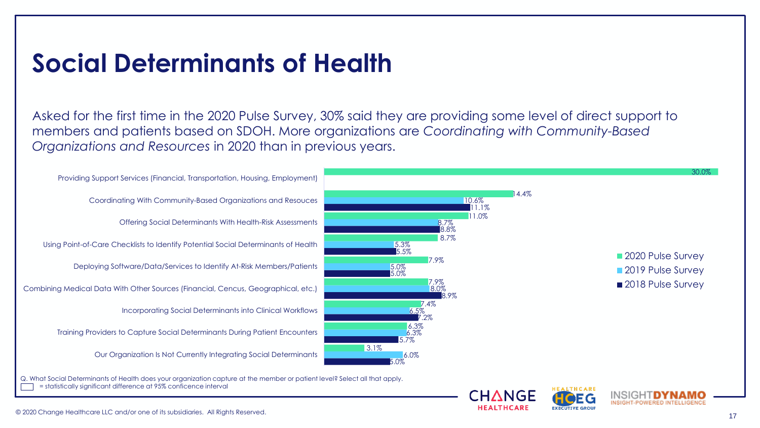# Social Determinants of Health

Asked for the first time in the 2020 Pulse Survey, 30% said they are providing some level of direct support to members and patients based on SDOH. More organizations are *Coordinating with Community-Based Organizations and Resources* in 2020 than in previous years.

| | 2020 Pulse Survey | 2019 Pulse Survey | 2018 Pulse Survey |
|---|---|---|---|
| Providing Support Services (Financial, Transportation, Housing, Employment) | 30.0% | | |
| Coordinating With Community-Based Organizations and Resouces | 14.4% | 10.6% | 11.1% |
| Offering Social Determinants With Health-Risk Assessments | 11.0% | 8.7% | 8.8% |
| Using Point-of-Care Checklists to Identify Potential Social Determinants of Health | 8.7% | 5.3% | 5.5% |
| Deploying Software/Data/Services to Identify At-Risk Members/Patients | 7.9% | 5.0% | 5.0% |
| Combining Medical Data With Other Sources (Financial, Cencus, Geographical, etc.) | 7.9% | 8.0% | 8.9% |
| Incorporating Social Determinants into Clinical Workflows | 7.4% | 6.5% | 7.2% |
| Training Providers to Capture Social Determinants During Patient Encounters | 6.3% | 6.3% | 5.7% |
| Our Organization Is Not Currently Integrating Social Determinants | 3.1% | 6.0% | 5.0% |

Q. What Social Determinants of Health does your organization capture at the member or patient level? Select all that apply.

▭ = statistically significant difference at 95% conficence interval

© 2020 Change Healthcare LLC and/or one of its subsidiaries. All Rights Reserved.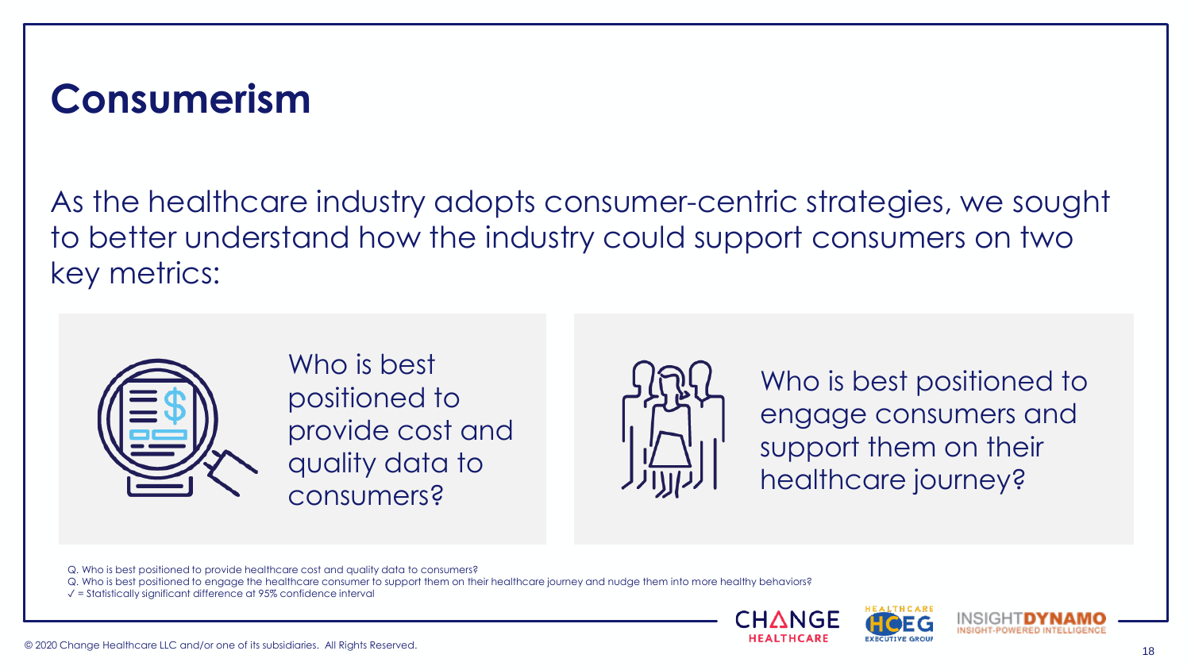# Consumerism

As the healthcare industry adopts consumer-centric strategies, we sought to better understand how the industry could support consumers on two key metrics:

- Who is best positioned to provide cost and quality data to consumers?
- Who is best positioned to engage consumers and support them on their healthcare journey?

Q. Who is best positioned to provide healthcare cost and quality data to consumers?
Q. Who is best positioned to engage the healthcare consumer to support them on their healthcare journey and nudge them into more healthy behaviors?
✓ = Statistically significant difference at 95% confidence interval

© 2020 Change Healthcare LLC and/or one of its subsidiaries. All Rights Reserved.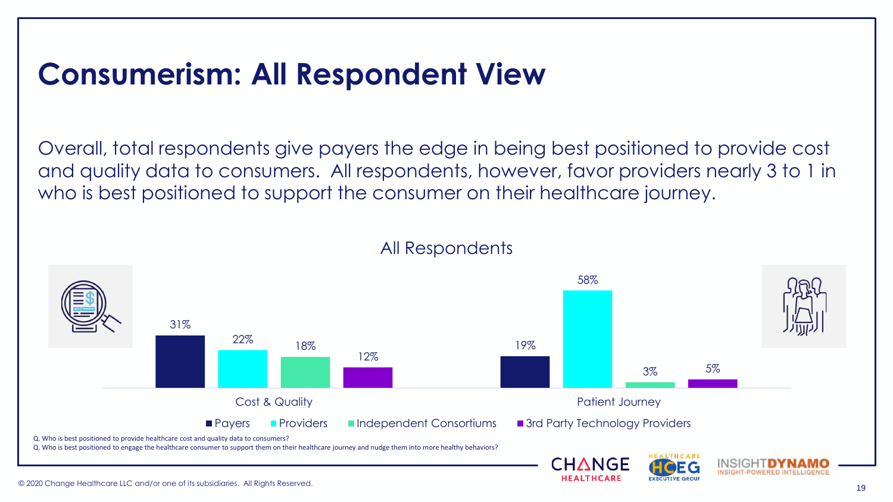# Consumerism: All Respondent View

Overall, total respondents give payers the edge in being best positioned to provide cost and quality data to consumers. All respondents, however, favor providers nearly 3 to 1 in who is best positioned to support the consumer on their healthcare journey.

All Respondents

| | Payers | Providers | Independent Consortiums | 3rd Party Technology Providers |
|---|---|---|---|---|
| Cost & Quality | 31% | 22% | 18% | 12% |
| Patient Journey | 19% | 58% | 3% | 5% |

Q. Who is best positioned to provide healthcare cost and quality data to consumers?
Q. Who is best positioned to engage the healthcare consumer to support them on their healthcare journey and nudge them into more healthy behaviors?

© 2020 Change Healthcare LLC and/or one of its subsidiaries. All Rights Reserved.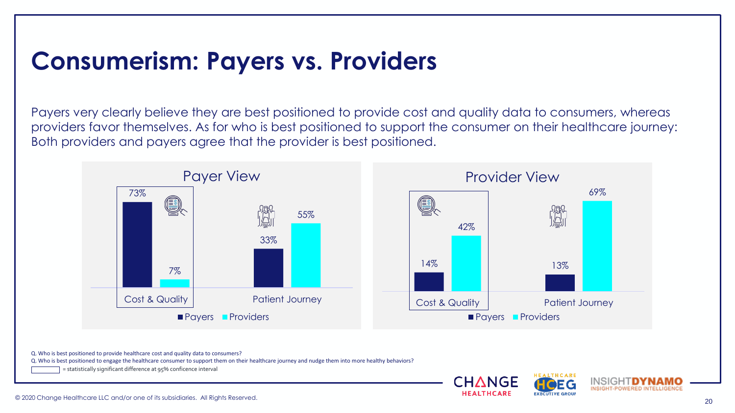# Consumerism: Payers vs. Providers

Payers very clearly believe they are best positioned to provide cost and quality data to consumers, whereas providers favor themselves. As for who is best positioned to support the consumer on their healthcare journey: Both providers and payers agree that the provider is best positioned.

**Payer View**

| | Payers | Providers |
|---|---|---|
| Cost & Quality | 73% | 7% |
| Patient Journey | 33% | 55% |

**Provider View**

| | Payers | Providers |
|---|---|---|
| Cost & Quality | 14% | 42% |
| Patient Journey | 13% | 69% |

Q. Who is best positioned to provide healthcare cost and quality data to consumers?

Q. Who is best positioned to engage the healthcare consumer to support them on their healthcare journey and nudge them into more healthy behaviors?

[box] = statistically significant difference at 95% confidence interval

© 2020 Change Healthcare LLC and/or one of its subsidiaries. All Rights Reserved.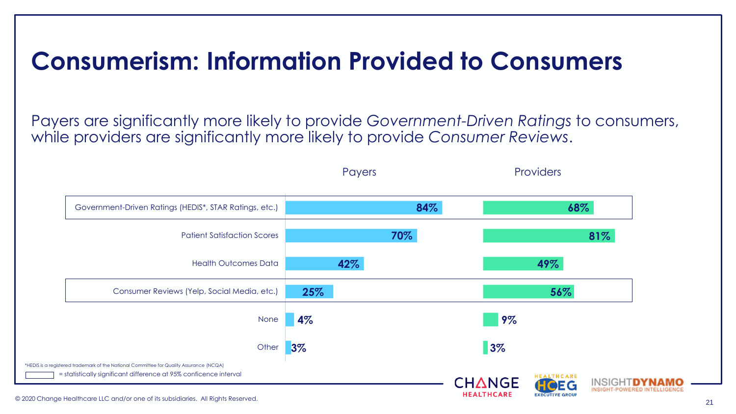# Consumerism: Information Provided to Consumers

Payers are significantly more likely to provide *Government-Driven Ratings* to consumers, while providers are significantly more likely to provide *Consumer Reviews*.

| | Payers | Providers |
|---|---|---|
| Government-Driven Ratings (HEDIS*, STAR Ratings, etc.) | 84% | 68% |
| Patient Satisfaction Scores | 70% | 81% |
| Health Outcomes Data | 42% | 49% |
| Consumer Reviews (Yelp, Social Media, etc.) | 25% | 56% |
| None | 4% | 9% |
| Other | 3% | 3% |

*HEDIS is a registered trademark of the National Committee for Quality Assurance (NCQA)

[boxed rows] = statistically significant difference at 95% conficence interval

© 2020 Change Healthcare LLC and/or one of its subsidiaries. All Rights Reserved.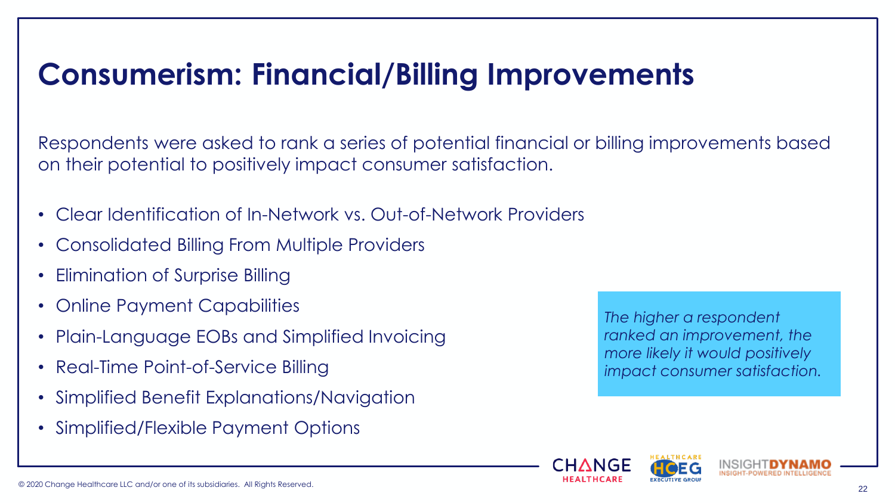# Consumerism: Financial/Billing Improvements

Respondents were asked to rank a series of potential financial or billing improvements based on their potential to positively impact consumer satisfaction.

- Clear Identification of In-Network vs. Out-of-Network Providers
- Consolidated Billing From Multiple Providers
- Elimination of Surprise Billing
- Online Payment Capabilities
- Plain-Language EOBs and Simplified Invoicing
- Real-Time Point-of-Service Billing
- Simplified Benefit Explanations/Navigation
- Simplified/Flexible Payment Options

*The higher a respondent ranked an improvement, the more likely it would positively impact consumer satisfaction.*

© 2020 Change Healthcare LLC and/or one of its subsidiaries. All Rights Reserved.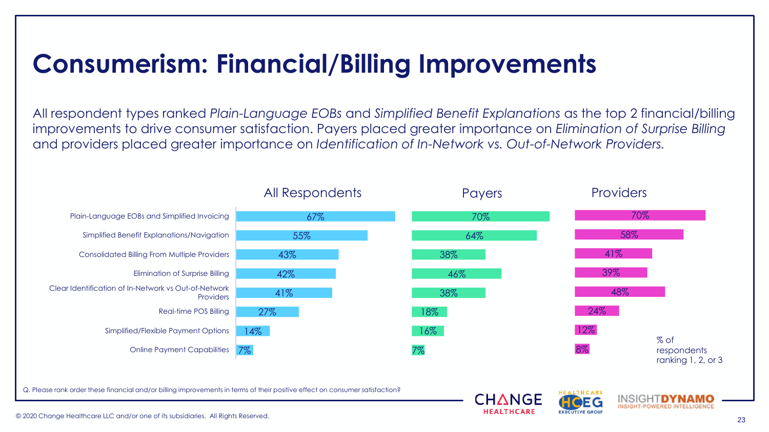# Consumerism: Financial/Billing Improvements

All respondent types ranked *Plain-Language EOBs* and *Simplified Benefit Explanations* as the top 2 financial/billing improvements to drive consumer satisfaction. Payers placed greater importance on *Elimination of Surprise Billing* and providers placed greater importance on *Identification of In-Network vs. Out-of-Network Providers.*

| | All Respondents | Payers | Providers |
|---|---|---|---|
| Plain-Language EOBs and Simplified Invoicing | 67% | 70% | 70% |
| Simplified Benefit Explanations/Navigation | 55% | 64% | 58% |
| Consolidated Billing From Multiple Providers | 43% | 38% | 41% |
| Elimination of Surprise Billing | 42% | 46% | 39% |
| Clear Identification of In-Network vs Out-of-Network Providers | 41% | 38% | 48% |
| Real-time POS Billing | 27% | 18% | 24% |
| Simplified/Flexible Payment Options | 14% | 16% | 12% |
| Online Payment Capabilities | 7% | 7% | 8% |

% of respondents ranking 1, 2, or 3

Q. Please rank order these financial and/or billing improvements in terms of their positive effect on consumer satisfaction?

© 2020 Change Healthcare LLC and/or one of its subsidiaries. All Rights Reserved.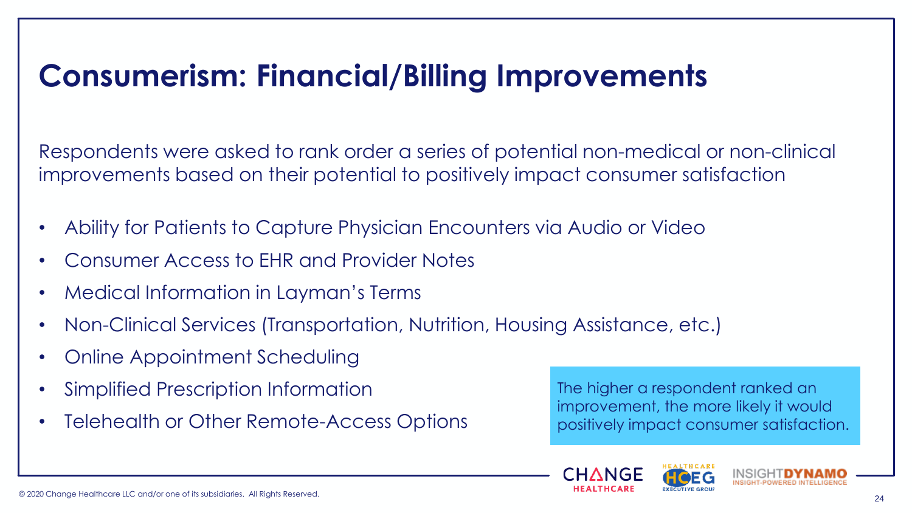# Consumerism: Financial/Billing Improvements

Respondents were asked to rank order a series of potential non-medical or non-clinical improvements based on their potential to positively impact consumer satisfaction

- Ability for Patients to Capture Physician Encounters via Audio or Video
- Consumer Access to EHR and Provider Notes
- Medical Information in Layman's Terms
- Non-Clinical Services (Transportation, Nutrition, Housing Assistance, etc.)
- Online Appointment Scheduling
- Simplified Prescription Information
- Telehealth or Other Remote-Access Options

The higher a respondent ranked an improvement, the more likely it would positively impact consumer satisfaction.

© 2020 Change Healthcare LLC and/or one of its subsidiaries. All Rights Reserved.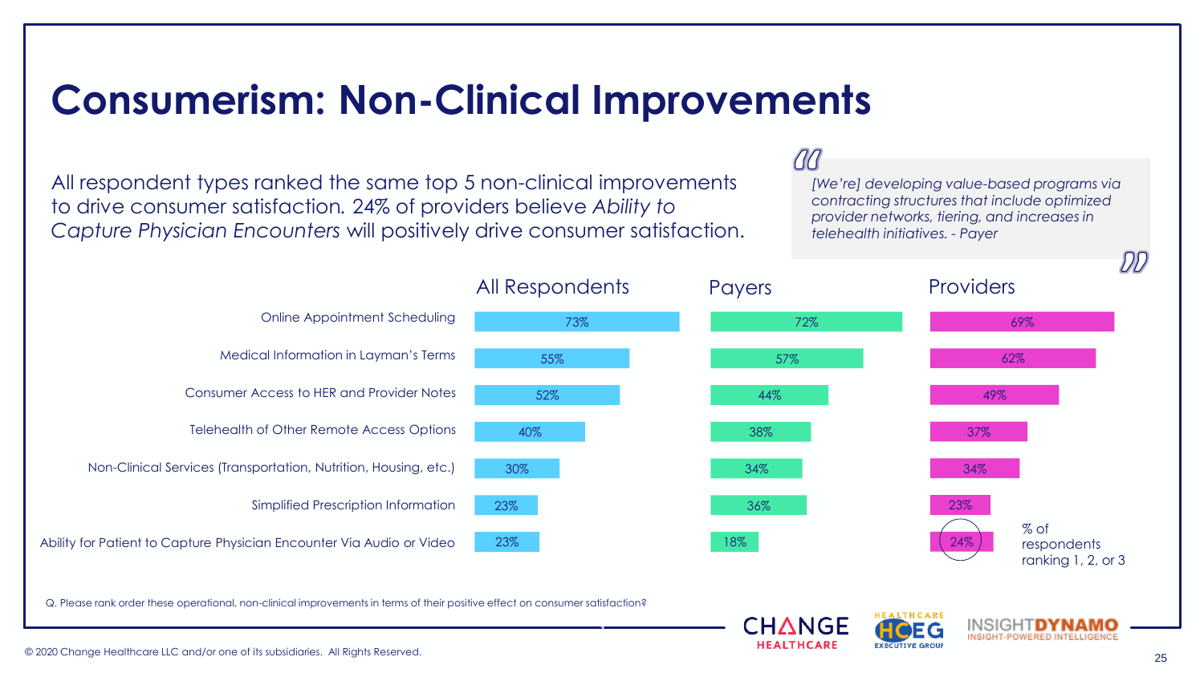# Consumerism: Non-Clinical Improvements

All respondent types ranked the same top 5 non-clinical improvements to drive consumer satisfaction. 24% of providers believe *Ability to Capture Physician Encounters* will positively drive consumer satisfaction.

> *[We're] developing value-based programs via contracting structures that include optimized provider networks, tiering, and increases in telehealth initiatives. - Payer*

| | All Respondents | Payers | Providers |
|---|---|---|---|
| Online Appointment Scheduling | 73% | 72% | 69% |
| Medical Information in Layman's Terms | 55% | 57% | 62% |
| Consumer Access to HER and Provider Notes | 52% | 44% | 49% |
| Telehealth of Other Remote Access Options | 40% | 38% | 37% |
| Non-Clinical Services (Transportation, Nutrition, Housing, etc.) | 30% | 34% | 34% |
| Simplified Prescription Information | 23% | 36% | 23% |
| Ability for Patient to Capture Physician Encounter Via Audio or Video | 23% | 18% | 24% |

% of respondents ranking 1, 2, or 3

Q. Please rank order these operational, non-clinical improvements in terms of their positive effect on consumer satisfaction?

© 2020 Change Healthcare LLC and/or one of its subsidiaries. All Rights Reserved.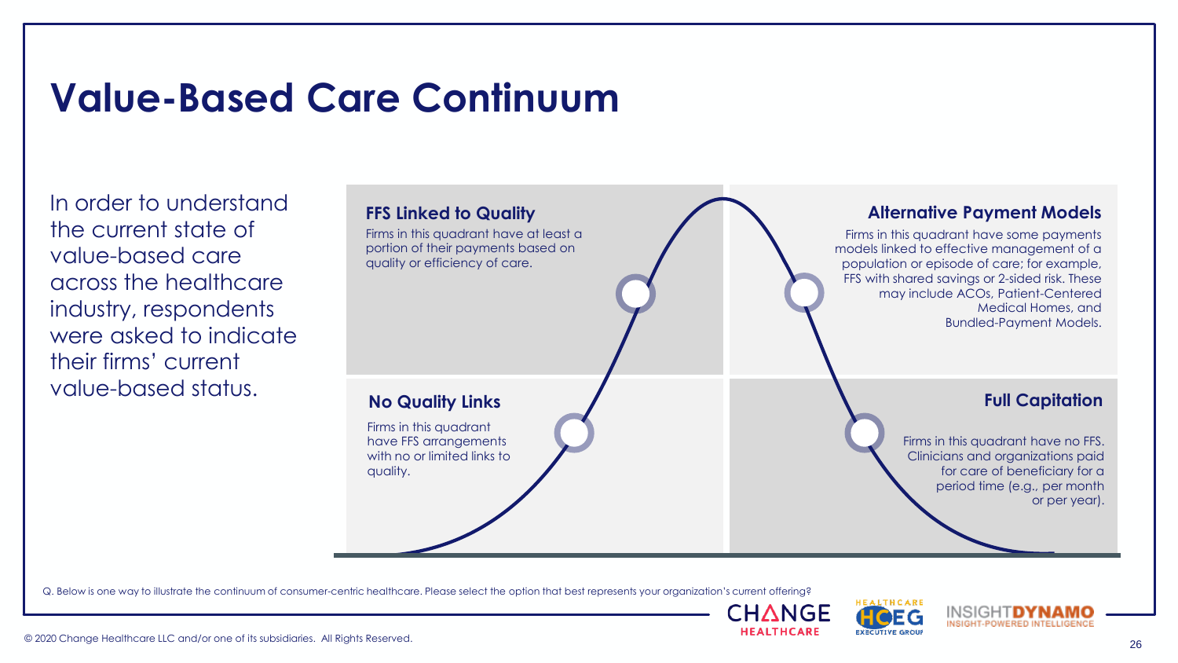# Value-Based Care Continuum

In order to understand the current state of value-based care across the healthcare industry, respondents were asked to indicate their firms' current value-based status.

**FFS Linked to Quality**

Firms in this quadrant have at least a portion of their payments based on quality or efficiency of care.

**Alternative Payment Models**

Firms in this quadrant have some payments models linked to effective management of a population or episode of care; for example, FFS with shared savings or 2-sided risk. These may include ACOs, Patient-Centered Medical Homes, and Bundled-Payment Models.

**No Quality Links**

Firms in this quadrant have FFS arrangements with no or limited links to quality.

**Full Capitation**

Firms in this quadrant have no FFS. Clinicians and organizations paid for care of beneficiary for a period time (e.g., per month or per year).

Q. Below is one way to illustrate the continuum of consumer-centric healthcare. Please select the option that best represents your organization's current offering?

© 2020 Change Healthcare LLC and/or one of its subsidiaries. All Rights Reserved.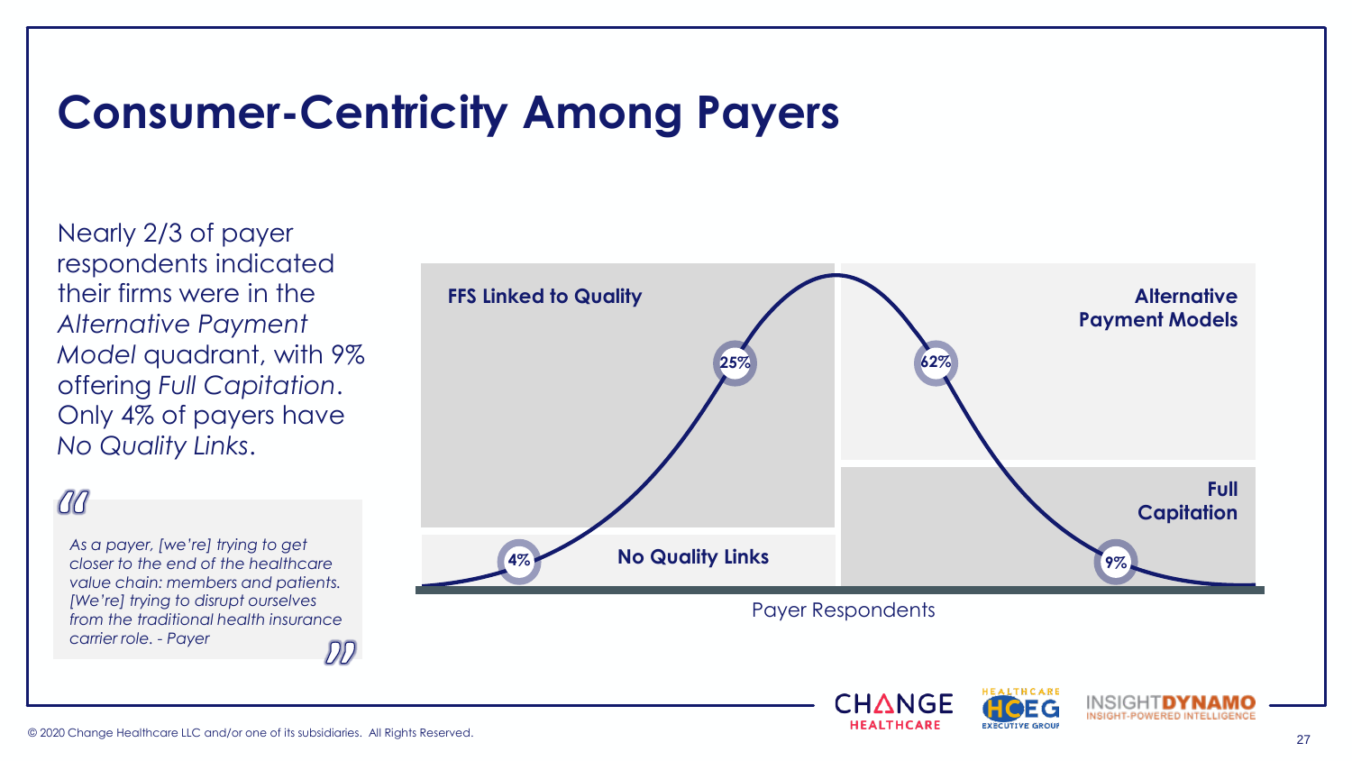# Consumer-Centricity Among Payers

Nearly 2/3 of payer respondents indicated their firms were in the *Alternative Payment Model* quadrant, with 9% offering *Full Capitation*. Only 4% of payers have *No Quality Links*.

> *As a payer, [we're] trying to get closer to the end of the healthcare value chain: members and patients. [We're] trying to disrupt ourselves from the traditional health insurance carrier role. - Payer*

**FFS Linked to Quality** — 25%

**Alternative Payment Models** — 62%

**No Quality Links** — 4%

**Full Capitation** — 9%

Payer Respondents

© 2020 Change Healthcare LLC and/or one of its subsidiaries. All Rights Reserved.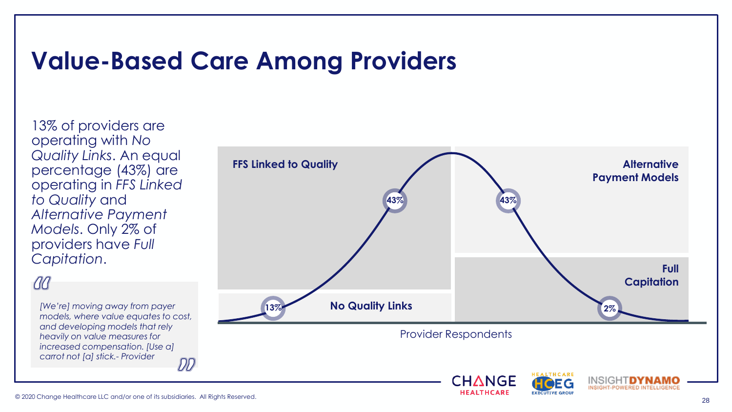# Value-Based Care Among Providers

13% of providers are operating with *No Quality Links*. An equal percentage (43%) are operating in *FFS Linked to Quality* and *Alternative Payment Models*. Only 2% of providers have *Full Capitation*.

> *[We're] moving away from payer models, where value equates to cost, and developing models that rely heavily on value measures for increased compensation. [Use a] carrot not [a] stick.- Provider*

| Category | Provider Respondents |
|---|---|
| No Quality Links | 13% |
| FFS Linked to Quality | 43% |
| Alternative Payment Models | 43% |
| Full Capitation | 2% |

Provider Respondents

© 2020 Change Healthcare LLC and/or one of its subsidiaries. All Rights Reserved.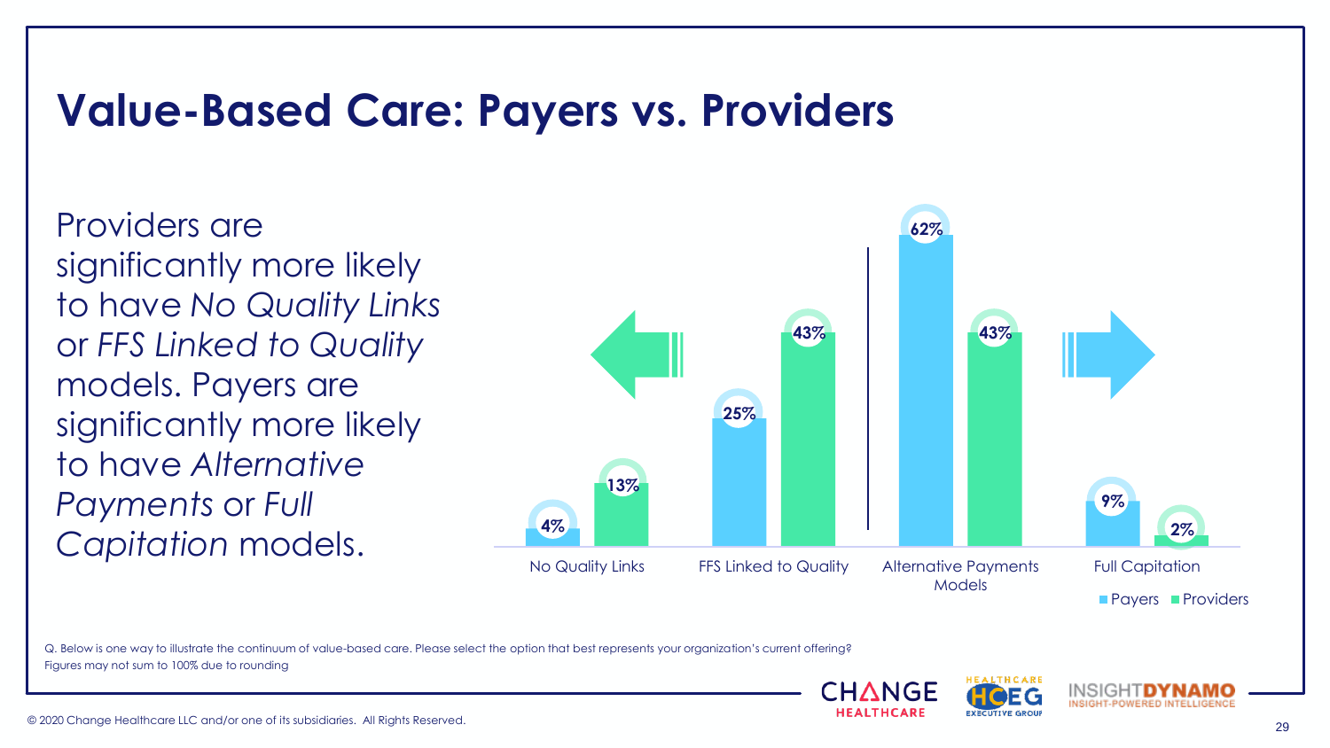# Value-Based Care: Payers vs. Providers

Providers are significantly more likely to have *No Quality Links* or *FFS Linked to Quality* models. Payers are significantly more likely to have *Alternative Payments* or *Full Capitation* models.

| | Payers | Providers |
|---|---|---|
| No Quality Links | 4% | 13% |
| FFS Linked to Quality | 25% | 43% |
| Alternative Payments Models | 62% | 43% |
| Full Capitation | 9% | 2% |

Q. Below is one way to illustrate the continuum of value-based care. Please select the option that best represents your organization's current offering?
Figures may not sum to 100% due to rounding

© 2020 Change Healthcare LLC and/or one of its subsidiaries. All Rights Reserved.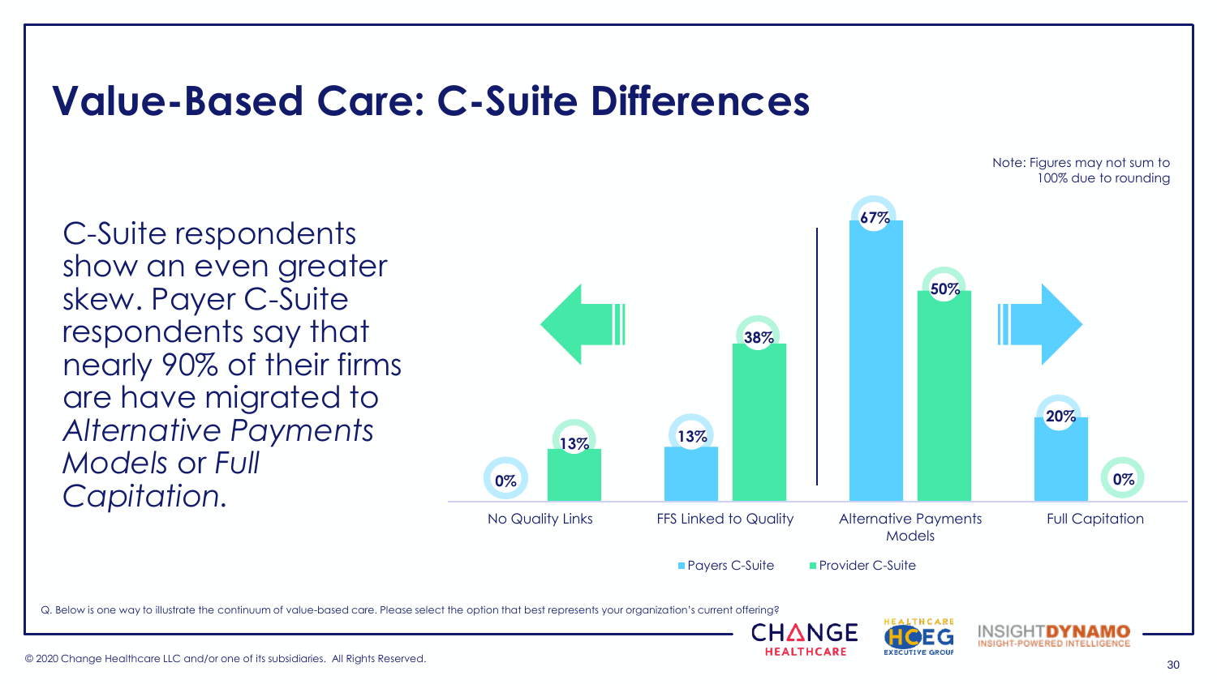# Value-Based Care: C-Suite Differences

C-Suite respondents show an even greater skew. Payer C-Suite respondents say that nearly 90% of their firms are have migrated to *Alternative Payments Models* or *Full Capitation.*

Note: Figures may not sum to 100% due to rounding

| | Payers C-Suite | Provider C-Suite |
|---|---|---|
| No Quality Links | 0% | 13% |
| FFS Linked to Quality | 13% | 38% |
| Alternative Payments Models | 67% | 50% |
| Full Capitation | 20% | 0% |

Q. Below is one way to illustrate the continuum of value-based care. Please select the option that best represents your organization's current offering?

© 2020 Change Healthcare LLC and/or one of its subsidiaries. All Rights Reserved.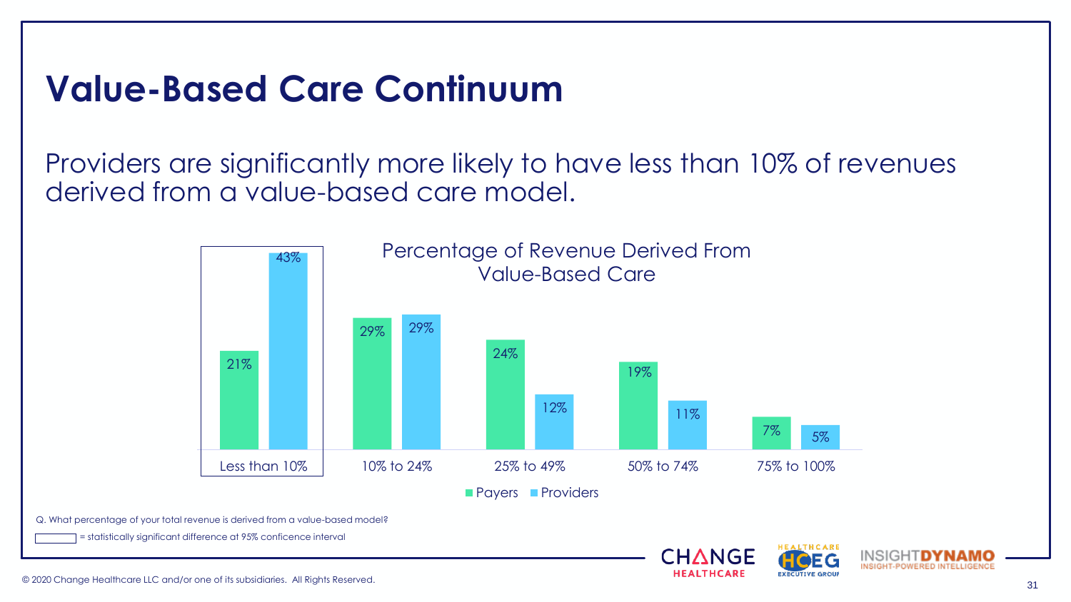# Value-Based Care Continuum

Providers are significantly more likely to have less than 10% of revenues derived from a value-based care model.

**Percentage of Revenue Derived From Value-Based Care**

| | Payers | Providers |
|---|---|---|
| Less than 10% | 21% | 43% |
| 10% to 24% | 29% | 29% |
| 25% to 49% | 24% | 12% |
| 50% to 74% | 19% | 11% |
| 75% to 100% | 7% | 5% |

Q. What percentage of your total revenue is derived from a value-based model?

▭ = statistically significant difference at 95% conficence interval

© 2020 Change Healthcare LLC and/or one of its subsidiaries. All Rights Reserved.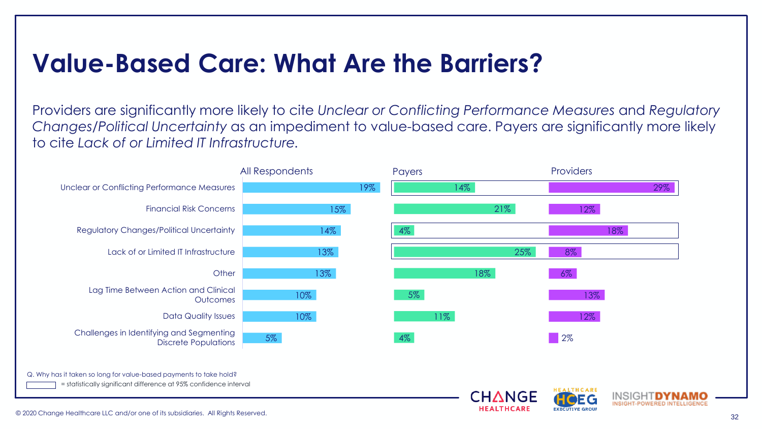# Value-Based Care: What Are the Barriers?

Providers are significantly more likely to cite *Unclear or Conflicting Performance Measures* and *Regulatory Changes/Political Uncertainty* as an impediment to value-based care. Payers are significantly more likely to cite *Lack of or Limited IT Infrastructure.*

| | All Respondents | Payers | Providers |
|---|---|---|---|
| Unclear or Conflicting Performance Measures | 19% | 14% | 29% |
| Financial Risk Concerns | 15% | 21% | 12% |
| Regulatory Changes/Political Uncertainty | 14% | 4% | 18% |
| Lack of or Limited IT Infrastructure | 13% | 25% | 8% |
| Other | 13% | 18% | 6% |
| Lag Time Between Action and Clinical Outcomes | 10% | 5% | 13% |
| Data Quality Issues | 10% | 11% | 12% |
| Challenges in Identifying and Segmenting Discrete Populations | 5% | 4% | 2% |

Q. Why has it taken so long for value-based payments to take hold?

☐ = statistically significant difference at 95% confidence interval

© 2020 Change Healthcare LLC and/or one of its subsidiaries. All Rights Reserved.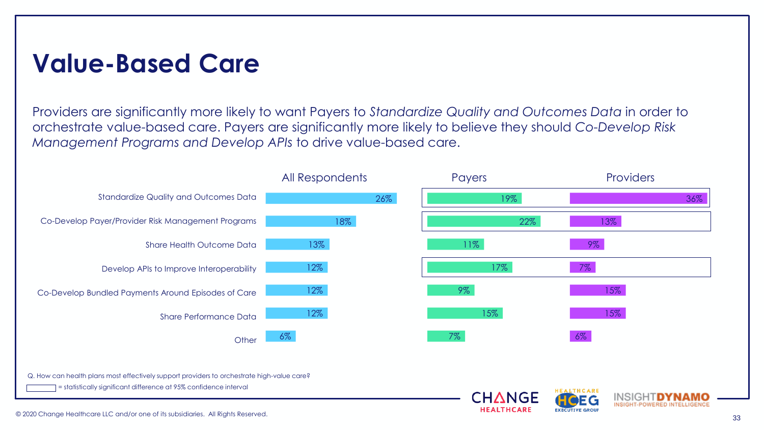# Value-Based Care

Providers are significantly more likely to want Payers to *Standardize Quality and Outcomes Data* in order to orchestrate value-based care. Payers are significantly more likely to believe they should *Co-Develop Risk Management Programs and Develop APIs* to drive value-based care.

| | All Respondents | Payers | Providers |
|---|---|---|---|
| Standardize Quality and Outcomes Data | 26% | 19% | 36% |
| Co-Develop Payer/Provider Risk Management Programs | 18% | 22% | 13% |
| Share Health Outcome Data | 13% | 11% | 9% |
| Develop APIs to Improve Interoperability | 12% | 17% | 7% |
| Co-Develop Bundled Payments Around Episodes of Care | 12% | 9% | 15% |
| Share Performance Data | 12% | 15% | 15% |
| Other | 6% | 7% | 6% |

Q. How can health plans most effectively support providers to orchestrate high-value care?

[box] = statistically significant difference at 95% confidence interval (boxed rows: Standardize Quality and Outcomes Data; Co-Develop Payer/Provider Risk Management Programs; Develop APIs to Improve Interoperability)

© 2020 Change Healthcare LLC and/or one of its subsidiaries. All Rights Reserved.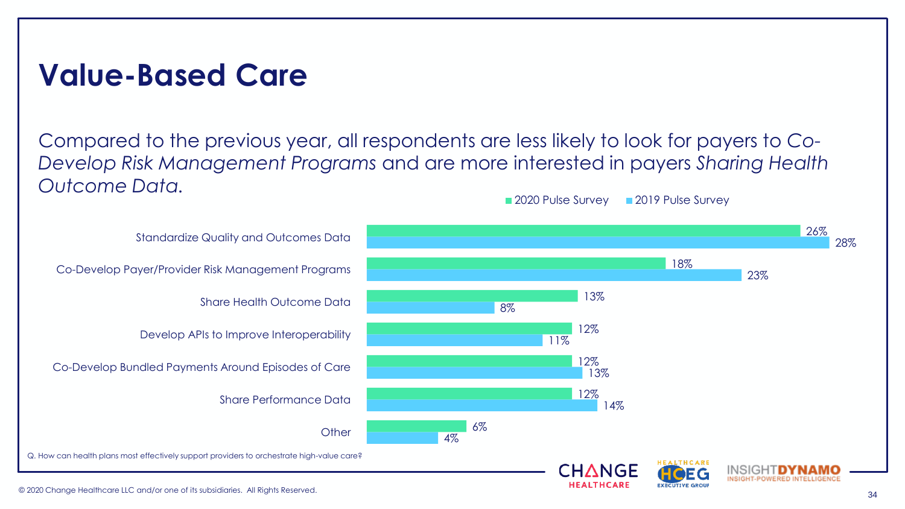# Value-Based Care

Compared to the previous year, all respondents are less likely to look for payers to *Co-Develop Risk Management Programs* and are more interested in payers *Sharing Health Outcome Data.*

| | 2020 Pulse Survey | 2019 Pulse Survey |
|---|---|---|
| Standardize Quality and Outcomes Data | 26% | 28% |
| Co-Develop Payer/Provider Risk Management Programs | 18% | 23% |
| Share Health Outcome Data | 13% | 8% |
| Develop APIs to Improve Interoperability | 12% | 11% |
| Co-Develop Bundled Payments Around Episodes of Care | 12% | 13% |
| Share Performance Data | 12% | 14% |
| Other | 6% | 4% |

Q. How can health plans most effectively support providers to orchestrate high-value care?

© 2020 Change Healthcare LLC and/or one of its subsidiaries. All Rights Reserved.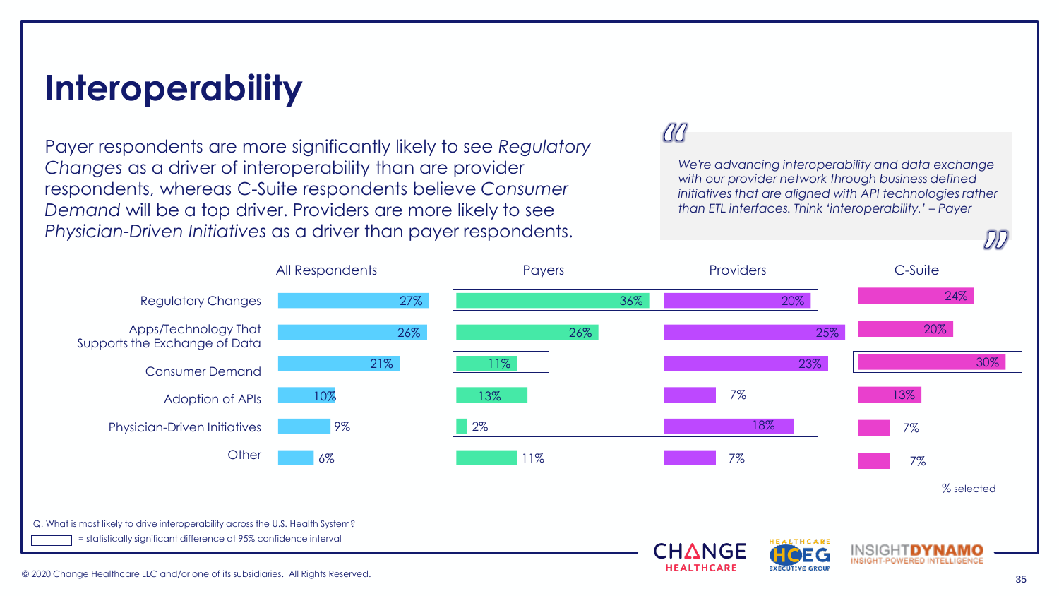# Interoperability

Payer respondents are more significantly likely to see *Regulatory Changes* as a driver of interoperability than are provider respondents, whereas C-Suite respondents believe *Consumer Demand* will be a top driver. Providers are more likely to see *Physician-Driven Initiatives* as a driver than payer respondents.

> *We're advancing interoperability and data exchange with our provider network through business defined initiatives that are aligned with API technologies rather than ETL interfaces. Think 'interoperability.' – Payer*

| | All Respondents | Payers | Providers | C-Suite |
|---|---|---|---|---|
| Regulatory Changes | 27% | 36% | 20% | 24% |
| Apps/Technology That Supports the Exchange of Data | 26% | 26% | 25% | 20% |
| Consumer Demand | 21% | 11% | 23% | 30% |
| Adoption of APIs | 10% | 13% | 7% | 13% |
| Physician-Driven Initiatives | 9% | 2% | 18% | 7% |
| Other | 6% | 11% | 7% | 7% |

% selected

Q. What is most likely to drive interoperability across the U.S. Health System?

[box] = statistically significant difference at 95% confidence interval (Payers vs. Providers: Regulatory Changes, Physician-Driven Initiatives; Payers: Consumer Demand; C-Suite: Consumer Demand)

© 2020 Change Healthcare LLC and/or one of its subsidiaries. All Rights Reserved.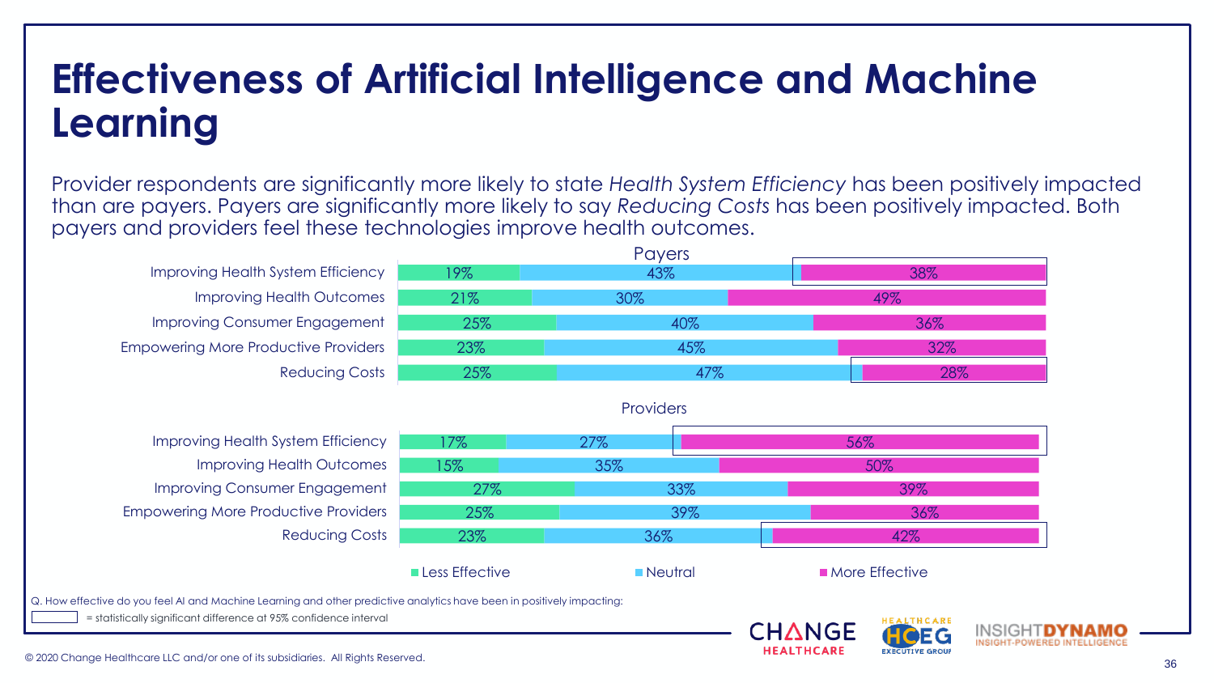# Effectiveness of Artificial Intelligence and Machine Learning

Provider respondents are significantly more likely to state *Health System Efficiency* has been positively impacted than are payers. Payers are significantly more likely to say *Reducing Costs* has been positively impacted. Both payers and providers feel these technologies improve health outcomes.

**Payers**

| | Less Effective | Neutral | More Effective |
|---|---|---|---|
| Improving Health System Efficiency | 19% | 43% | 38% |
| Improving Health Outcomes | 21% | 30% | 49% |
| Improving Consumer Engagement | 25% | 40% | 36% |
| Empowering More Productive Providers | 23% | 45% | 32% |
| Reducing Costs | 25% | 47% | 28% |

**Providers**

| | Less Effective | Neutral | More Effective |
|---|---|---|---|
| Improving Health System Efficiency | 17% | 27% | 56% |
| Improving Health Outcomes | 15% | 35% | 50% |
| Improving Consumer Engagement | 27% | 33% | 39% |
| Empowering More Productive Providers | 25% | 39% | 36% |
| Reducing Costs | 23% | 36% | 42% |

Q. How effective do you feel AI and Machine Learning and other predictive analytics have been in positively impacting:

[box] = statistically significant difference at 95% confidence interval

© 2020 Change Healthcare LLC and/or one of its subsidiaries. All Rights Reserved.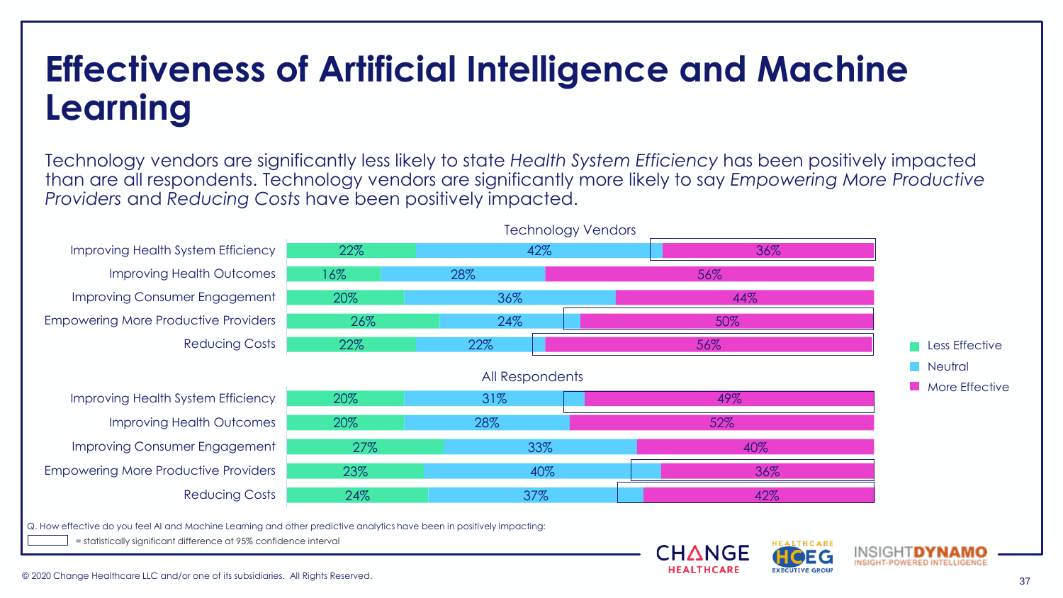# Effectiveness of Artificial Intelligence and Machine Learning

Technology vendors are significantly less likely to state *Health System Efficiency* has been positively impacted than are all respondents. Technology vendors are significantly more likely to say *Empowering More Productive Providers* and *Reducing Costs* have been positively impacted.

**Technology Vendors**

| | Less Effective | Neutral | More Effective |
|---|---|---|---|
| Improving Health System Efficiency | 22% | 42% | 36% |
| Improving Health Outcomes | 16% | 28% | 56% |
| Improving Consumer Engagement | 20% | 36% | 44% |
| Empowering More Productive Providers | 26% | 24% | 50% |
| Reducing Costs | 22% | 22% | 56% |

**All Respondents**

| | Less Effective | Neutral | More Effective |
|---|---|---|---|
| Improving Health System Efficiency | 20% | 31% | 49% |
| Improving Health Outcomes | 20% | 28% | 52% |
| Improving Consumer Engagement | 27% | 33% | 40% |
| Empowering More Productive Providers | 23% | 40% | 36% |
| Reducing Costs | 24% | 37% | 42% |

Q. How effective do you feel AI and Machine Learning and other predictive analytics have been in positively impacting:

[box] = statistically significant difference at 95% confidence interval

© 2020 Change Healthcare LLC and/or one of its subsidiaries. All Rights Reserved.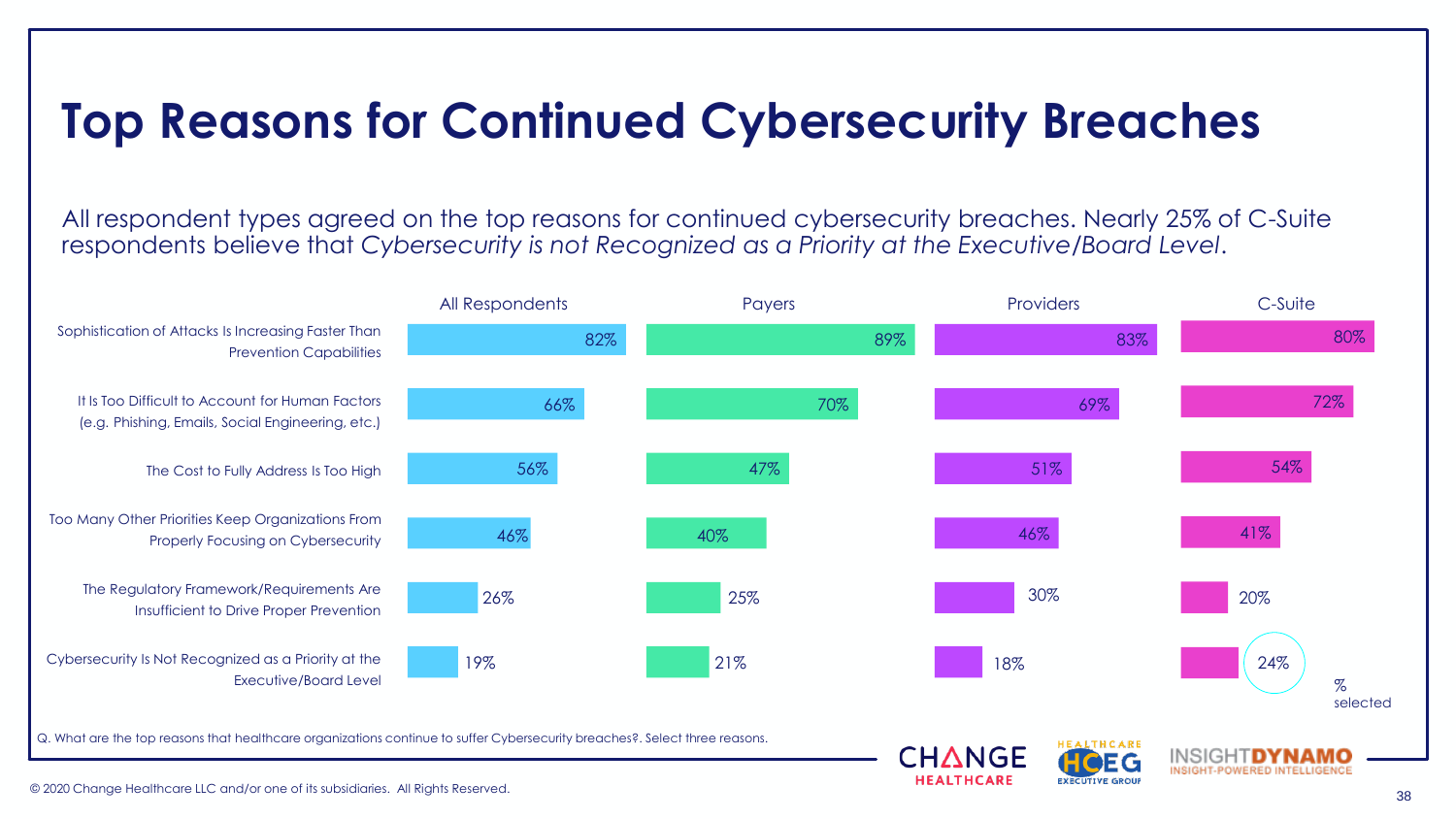# Top Reasons for Continued Cybersecurity Breaches

All respondent types agreed on the top reasons for continued cybersecurity breaches. Nearly 25% of C-Suite respondents believe that *Cybersecurity is not Recognized as a Priority at the Executive/Board Level*.

| | All Respondents | Payers | Providers | C-Suite |
|---|---|---|---|---|
| Sophistication of Attacks Is Increasing Faster Than Prevention Capabilities | 82% | 89% | 83% | 80% |
| It Is Too Difficult to Account for Human Factors (e.g. Phishing, Emails, Social Engineering, etc.) | 66% | 70% | 69% | 72% |
| The Cost to Fully Address Is Too High | 56% | 47% | 51% | 54% |
| Too Many Other Priorities Keep Organizations From Properly Focusing on Cybersecurity | 46% | 40% | 46% | 41% |
| The Regulatory Framework/Requirements Are Insufficient to Drive Proper Prevention | 26% | 25% | 30% | 20% |
| Cybersecurity Is Not Recognized as a Priority at the Executive/Board Level | 19% | 21% | 18% | 24% |

% selected

Q. What are the top reasons that healthcare organizations continue to suffer Cybersecurity breaches?. Select three reasons.

CHANGE HEALTHCARE | HEALTHCARE HCEG EXECUTIVE GROUP | INSIGHTDYNAMO INSIGHT-POWERED INTELLIGENCE

© 2020 Change Healthcare LLC and/or one of its subsidiaries. All Rights Reserved.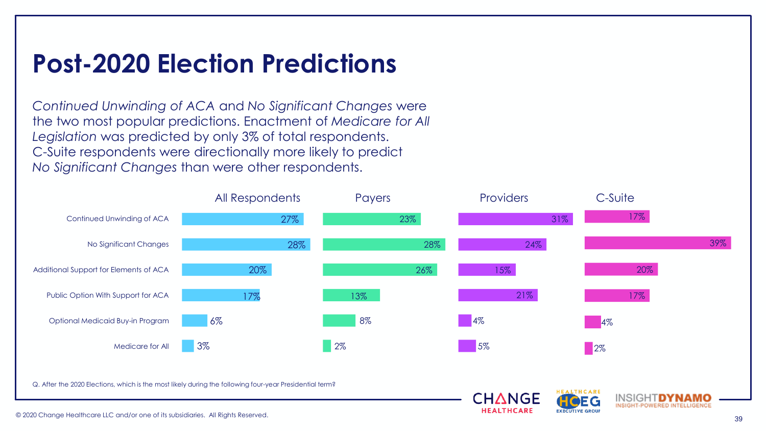# Post-2020 Election Predictions

*Continued Unwinding of ACA* and *No Significant Changes* were the two most popular predictions. Enactment of *Medicare for All Legislation* was predicted by only 3% of total respondents. C-Suite respondents were directionally more likely to predict *No Significant Changes* than were other respondents.

| | All Respondents | Payers | Providers | C-Suite |
|---|---|---|---|---|
| Continued Unwinding of ACA | 27% | 23% | 31% | 17% |
| No Significant Changes | 28% | 28% | 24% | 39% |
| Additional Support for Elements of ACA | 20% | 26% | 15% | 20% |
| Public Option With Support for ACA | 17% | 13% | 21% | 17% |
| Optional Medicaid Buy-in Program | 6% | 8% | 4% | 4% |
| Medicare for All | 3% | 2% | 5% | 2% |

Q. After the 2020 Elections, which is the most likely during the following four-year Presidential term?

© 2020 Change Healthcare LLC and/or one of its subsidiaries. All Rights Reserved.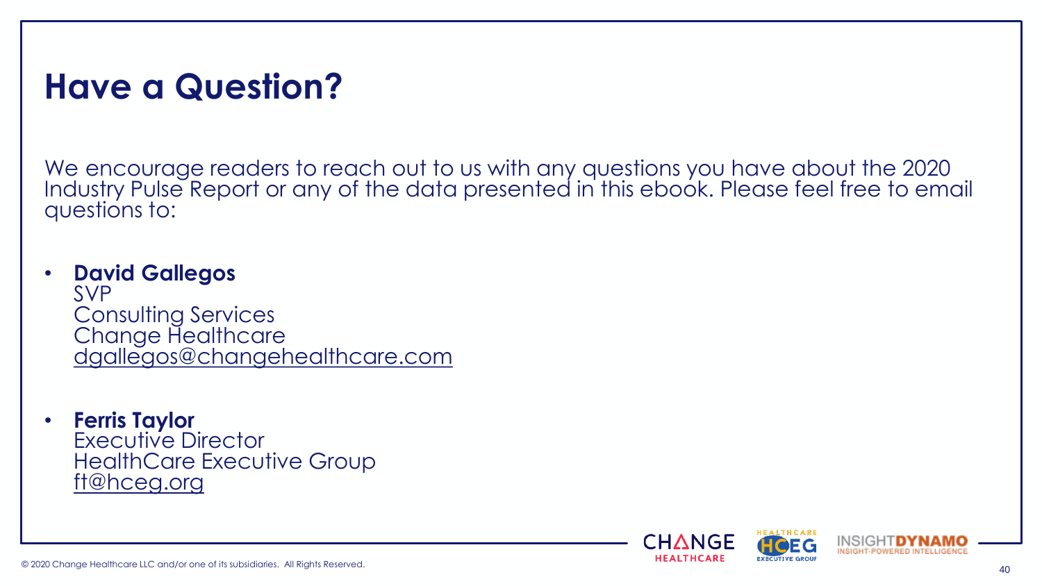# Have a Question?

We encourage readers to reach out to us with any questions you have about the 2020 Industry Pulse Report or any of the data presented in this ebook. Please feel free to email questions to:

- **David Gallegos**
  SVP
  Consulting Services
  Change Healthcare
  dgallegos@changehealthcare.com

- **Ferris Taylor**
  Executive Director
  HealthCare Executive Group
  ft@hceg.org

© 2020 Change Healthcare LLC and/or one of its subsidiaries. All Rights Reserved.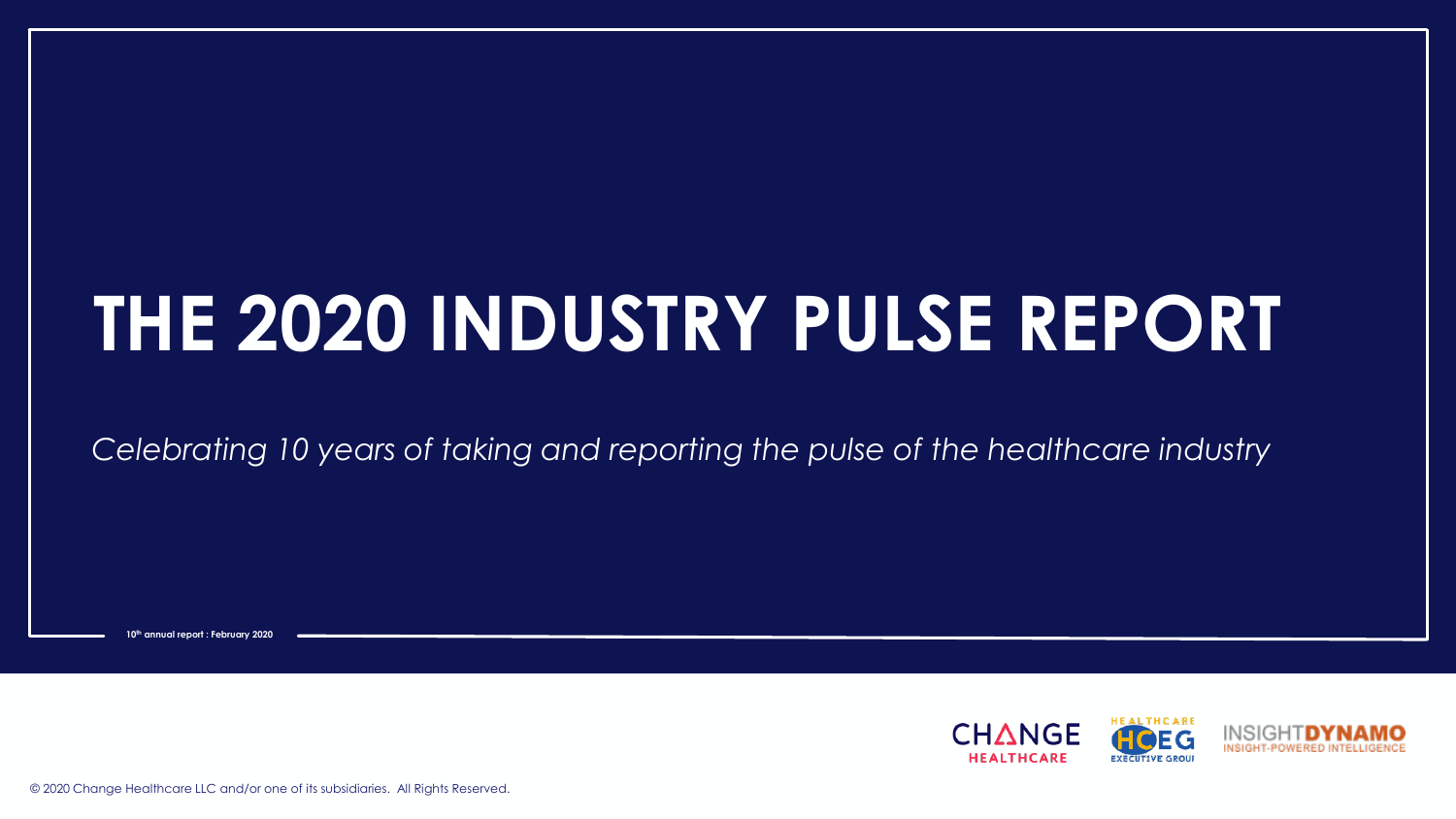# THE 2020 INDUSTRY PULSE REPORT

*Celebrating 10 years of taking and reporting the pulse of the healthcare industry*

**10th annual report : February 2020**

© 2020 Change Healthcare LLC and/or one of its subsidiaries. All Rights Reserved.